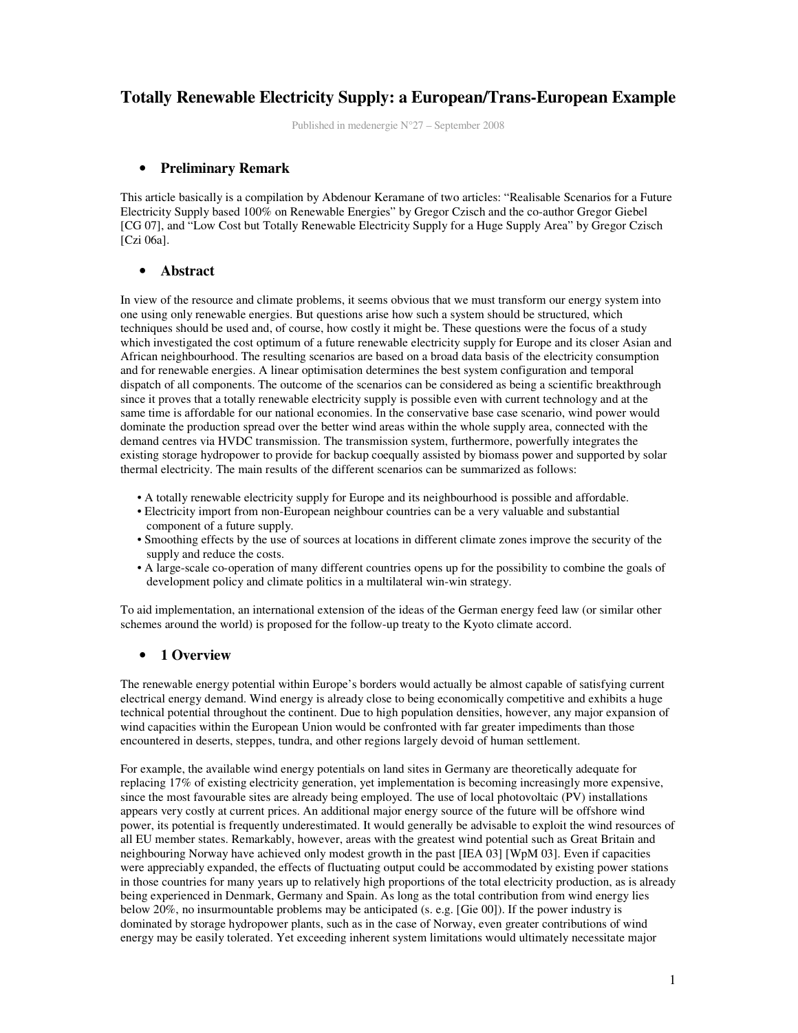# Totally Renewable Electricity Supply: a European/Trans-European Example

Published in medenergie N°27 – September 2008

## • Preliminary Remark

This article basically is a compilation by Abdenour Keramane of two articles: "Realisable Scenarios for a Future Electricity Supply based 100% on Renewable Energies" by Gregor Czisch and the co-author Gregor Giebel [CG 07], and "Low Cost but Totally Renewable Electricity Supply for a Huge Supply Area" by Gregor Czisch [Czi 06a].

## • Abstract

In view of the resource and climate problems, it seems obvious that we must transform our energy system into one using only renewable energies. But questions arise how such a system should be structured, which techniques should be used and, of course, how costly it might be. These questions were the focus of a study which investigated the cost optimum of a future renewable electricity supply for Europe and its closer Asian and African neighbourhood. The resulting scenarios are based on a broad data basis of the electricity consumption and for renewable energies. A linear optimisation determines the best system configuration and temporal dispatch of all components. The outcome of the scenarios can be considered as being a scientific breakthrough since it proves that a totally renewable electricity supply is possible even with current technology and at the same time is affordable for our national economies. In the conservative base case scenario, wind power would dominate the production spread over the better wind areas within the whole supply area, connected with the demand centres via HVDC transmission. The transmission system, furthermore, powerfully integrates the existing storage hydropower to provide for backup coequally assisted by biomass power and supported by solar thermal electricity. The main results of the different scenarios can be summarized as follows:

- A totally renewable electricity supply for Europe and its neighbourhood is possible and affordable.
- Electricity import from non-European neighbour countries can be a very valuable and substantial component of a future supply.
- Smoothing effects by the use of sources at locations in different climate zones improve the security of the supply and reduce the costs.
- A large-scale co-operation of many different countries opens up for the possibility to combine the goals of development policy and climate politics in a multilateral win-win strategy.

To aid implementation, an international extension of the ideas of the German energy feed law (or similar other schemes around the world) is proposed for the follow-up treaty to the Kyoto climate accord.

## • 1 Overview

The renewable energy potential within Europe's borders would actually be almost capable of satisfying current electrical energy demand. Wind energy is already close to being economically competitive and exhibits a huge technical potential throughout the continent. Due to high population densities, however, any major expansion of wind capacities within the European Union would be confronted with far greater impediments than those encountered in deserts, steppes, tundra, and other regions largely devoid of human settlement.

For example, the available wind energy potentials on land sites in Germany are theoretically adequate for replacing 17% of existing electricity generation, yet implementation is becoming increasingly more expensive, since the most favourable sites are already being employed. The use of local photovoltaic (PV) installations appears very costly at current prices. An additional major energy source of the future will be offshore wind power, its potential is frequently underestimated. It would generally be advisable to exploit the wind resources of all EU member states. Remarkably, however, areas with the greatest wind potential such as Great Britain and neighbouring Norway have achieved only modest growth in the past [IEA 03] [WpM 03]. Even if capacities were appreciably expanded, the effects of fluctuating output could be accommodated by existing power stations in those countries for many years up to relatively high proportions of the total electricity production, as is already being experienced in Denmark, Germany and Spain. As long as the total contribution from wind energy lies below 20%, no insurmountable problems may be anticipated (s. e.g. [Gie 00]). If the power industry is dominated by storage hydropower plants, such as in the case of Norway, even greater contributions of wind energy may be easily tolerated. Yet exceeding inherent system limitations would ultimately necessitate major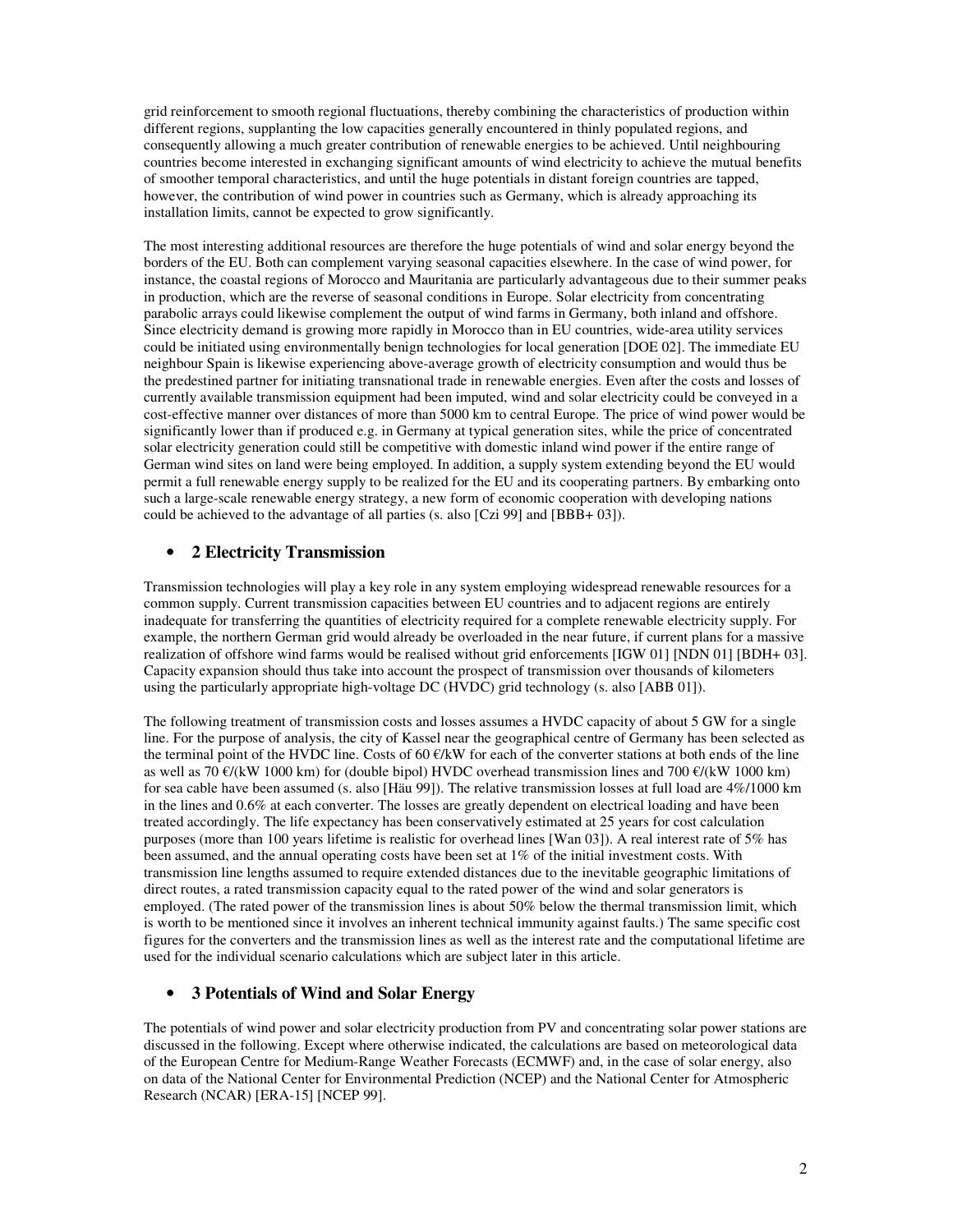grid reinforcement to smooth regional fluctuations, thereby combining the characteristics of production within different regions, supplanting the low capacities generally encountered in thinly populated regions, and consequently allowing a much greater contribution of renewable energies to be achieved. Until neighbouring countries become interested in exchanging significant amounts of wind electricity to achieve the mutual benefits of smoother temporal characteristics, and until the huge potentials in distant foreign countries are tapped, however, the contribution of wind power in countries such as Germany, which is already approaching its installation limits, cannot be expected to grow significantly.

The most interesting additional resources are therefore the huge potentials of wind and solar energy beyond the borders of the EU. Both can complement varying seasonal capacities elsewhere. In the case of wind power, for instance, the coastal regions of Morocco and Mauritania are particularly advantageous due to their summer peaks in production, which are the reverse of seasonal conditions in Europe. Solar electricity from concentrating parabolic arrays could likewise complement the output of wind farms in Germany, both inland and offshore. Since electricity demand is growing more rapidly in Morocco than in EU countries, wide-area utility services could be initiated using environmentally benign technologies for local generation [DOE 02]. The immediate EU neighbour Spain is likewise experiencing above-average growth of electricity consumption and would thus be the predestined partner for initiating transnational trade in renewable energies. Even after the costs and losses of currently available transmission equipment had been imputed, wind and solar electricity could be conveyed in a cost-effective manner over distances of more than 5000 km to central Europe. The price of wind power would be significantly lower than if produced e.g. in Germany at typical generation sites, while the price of concentrated solar electricity generation could still be competitive with domestic inland wind power if the entire range of German wind sites on land were being employed. In addition, a supply system extending beyond the EU would permit a full renewable energy supply to be realized for the EU and its cooperating partners. By embarking onto such a large-scale renewable energy strategy, a new form of economic cooperation with developing nations could be achieved to the advantage of all parties (s. also [Czi 99] and [BBB+ 03]).

## 2 Electricity Transmission

Transmission technologies will play a key role in any system employing widespread renewable resources for a common supply. Current transmission capacities between EU countries and to adjacent regions are entirely inadequate for transferring the quantities of electricity required for a complete renewable electricity supply. For example, the northern German grid would already be overloaded in the near future, if current plans for a massive realization of offshore wind farms would be realised without grid enforcements [IGW 01] [NDN 01] [BDH+ 03]. Capacity expansion should thus take into account the prospect of transmission over thousands of kilometers using the particularly appropriate high-voltage DC (HVDC) grid technology (s. also [ABB 01]).

The following treatment of transmission costs and losses assumes a HVDC capacity of about 5 GW for a single line. For the purpose of analysis, the city of Kassel near the geographical centre of Germany has been selected as the terminal point of the HVDC line. Costs of 60 €/kW for each of the converter stations at both ends of the line as well as 70 €/(kW 1000 km) for (double bipol) HVDC overhead transmission lines and 700 €/(kW 1000 km) for sea cable have been assumed (s. also [Häu 99]). The relative transmission losses at full load are 4%/1000 km in the lines and 0.6% at each converter. The losses are greatly dependent on electrical loading and have been treated accordingly. The life expectancy has been conservatively estimated at 25 years for cost calculation purposes (more than 100 years lifetime is realistic for overhead lines [Wan 03]). A real interest rate of 5% has been assumed, and the annual operating costs have been set at 1% of the initial investment costs. With transmission line lengths assumed to require extended distances due to the inevitable geographic limitations of direct routes, a rated transmission capacity equal to the rated power of the wind and solar generators is employed. (The rated power of the transmission lines is about 50% below the thermal transmission limit, which is worth to be mentioned since it involves an inherent technical immunity against faults.) The same specific cost figures for the converters and the transmission lines as well as the interest rate and the computational lifetime are used for the individual scenario calculations which are subject later in this article.

## 3 Potentials of Wind and Solar Energy

The potentials of wind power and solar electricity production from PV and concentrating solar power stations are discussed in the following. Except where otherwise indicated, the calculations are based on meteorological data of the European Centre for Medium-Range Weather Forecasts (ECMWF) and, in the case of solar energy, also on data of the National Center for Environmental Prediction (NCEP) and the National Center for Atmospheric Research (NCAR) [ERA-15] [NCEP 99].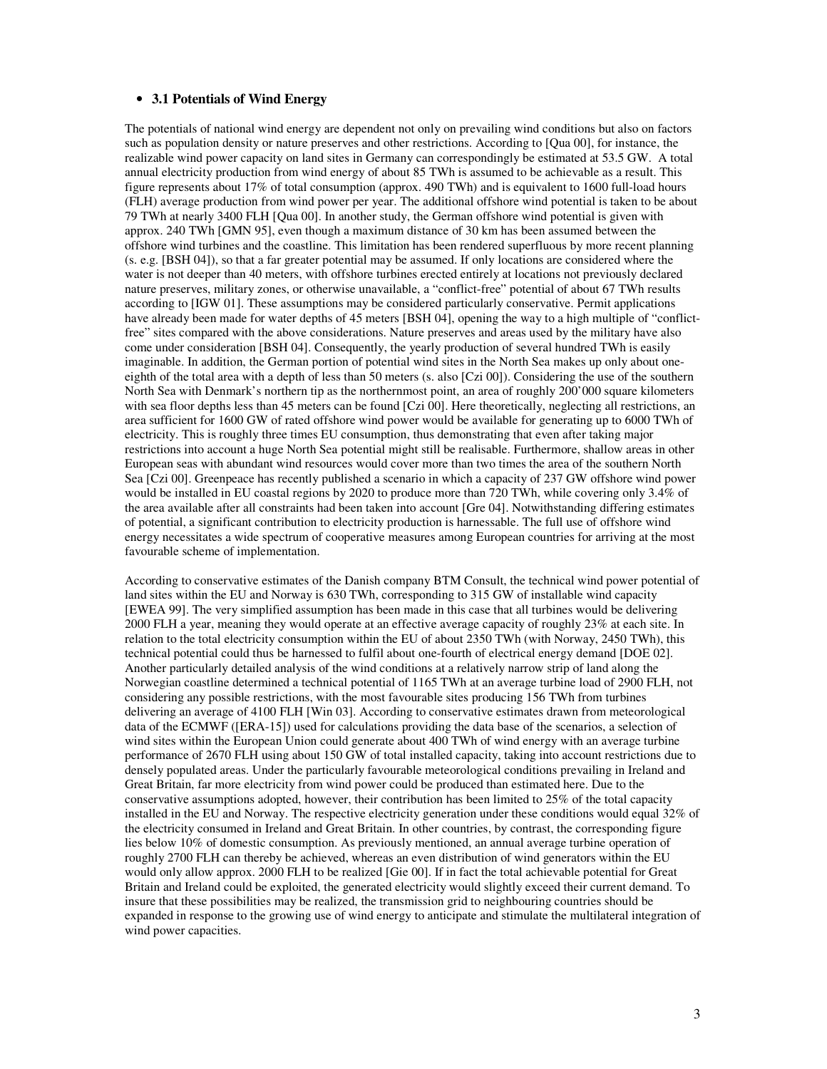- **3.1 Potentials of Wind Energy**

The potentials of national wind energy are dependent not only on prevailing wind conditions but also on factors such as population density or nature preserves and other restrictions. According to [Qua 00], for instance, the realizable wind power capacity on land sites in Germany can correspondingly be estimated at 53.5 GW. A total annual electricity production from wind energy of about 85 TWh is assumed to be achievable as a result. This figure represents about 17% of total consumption (approx. 490 TWh) and is equivalent to 1600 full-load hours (FLH) average production from wind power per year. The additional offshore wind potential is taken to be about 79 TWh at nearly 3400 FLH [Qua 00]. In another study, the German offshore wind potential is given with approx. 240 TWh [GMN 95], even though a maximum distance of 30 km has been assumed between the offshore wind turbines and the coastline. This limitation has been rendered superfluous by more recent planning (s. e.g. [BSH 04]), so that a far greater potential may be assumed. If only locations are considered where the water is not deeper than 40 meters, with offshore turbines erected entirely at locations not previously declared nature preserves, military zones, or otherwise unavailable, a "conflict-free" potential of about 67 TWh results according to [IGW 01]. These assumptions may be considered particularly conservative. Permit applications have already been made for water depths of 45 meters [BSH 04], opening the way to a high multiple of "conflict-free" sites compared with the above considerations. Nature preserves and areas used by the military have also come under consideration [BSH 04]. Consequently, the yearly production of several hundred TWh is easily imaginable. In addition, the German portion of potential wind sites in the North Sea makes up only about one-eighth of the total area with a depth of less than 50 meters (s. also [Czi 00]). Considering the use of the southern North Sea with Denmark's northern tip as the northernmost point, an area of roughly 200'000 square kilometers with sea floor depths less than 45 meters can be found [Czi 00]. Here theoretically, neglecting all restrictions, an area sufficient for 1600 GW of rated offshore wind power would be available for generating up to 6000 TWh of electricity. This is roughly three times EU consumption, thus demonstrating that even after taking major restrictions into account a huge North Sea potential might still be realisable. Furthermore, shallow areas in other European seas with abundant wind resources would cover more than two times the area of the southern North Sea [Czi 00]. Greenpeace has recently published a scenario in which a capacity of 237 GW offshore wind power would be installed in EU coastal regions by 2020 to produce more than 720 TWh, while covering only 3.4% of the area available after all constraints had been taken into account [Gre 04]. Notwithstanding differing estimates of potential, a significant contribution to electricity production is harnessable. The full use of offshore wind energy necessitates a wide spectrum of cooperative measures among European countries for arriving at the most favourable scheme of implementation.

According to conservative estimates of the Danish company BTM Consult, the technical wind power potential of land sites within the EU and Norway is 630 TWh, corresponding to 315 GW of installable wind capacity [EWEA 99]. The very simplified assumption has been made in this case that all turbines would be delivering 2000 FLH a year, meaning they would operate at an effective average capacity of roughly 23% at each site. In relation to the total electricity consumption within the EU of about 2350 TWh (with Norway, 2450 TWh), this technical potential could thus be harnessed to fulfil about one-fourth of electrical energy demand [DOE 02]. Another particularly detailed analysis of the wind conditions at a relatively narrow strip of land along the Norwegian coastline determined a technical potential of 1165 TWh at an average turbine load of 2900 FLH, not considering any possible restrictions, with the most favourable sites producing 156 TWh from turbines delivering an average of 4100 FLH [Win 03]. According to conservative estimates drawn from meteorological data of the ECMWF ([ERA-15]) used for calculations providing the data base of the scenarios, a selection of wind sites within the European Union could generate about 400 TWh of wind energy with an average turbine performance of 2670 FLH using about 150 GW of total installed capacity, taking into account restrictions due to densely populated areas. Under the particularly favourable meteorological conditions prevailing in Ireland and Great Britain, far more electricity from wind power could be produced than estimated here. Due to the conservative assumptions adopted, however, their contribution has been limited to 25% of the total capacity installed in the EU and Norway. The respective electricity generation under these conditions would equal 32% of the electricity consumed in Ireland and Great Britain. In other countries, by contrast, the corresponding figure lies below 10% of domestic consumption. As previously mentioned, an annual average turbine operation of roughly 2700 FLH can thereby be achieved, whereas an even distribution of wind generators within the EU would only allow approx. 2000 FLH to be realized [Gie 00]. If in fact the total achievable potential for Great Britain and Ireland could be exploited, the generated electricity would slightly exceed their current demand. To insure that these possibilities may be realized, the transmission grid to neighbouring countries should be expanded in response to the growing use of wind energy to anticipate and stimulate the multilateral integration of wind power capacities.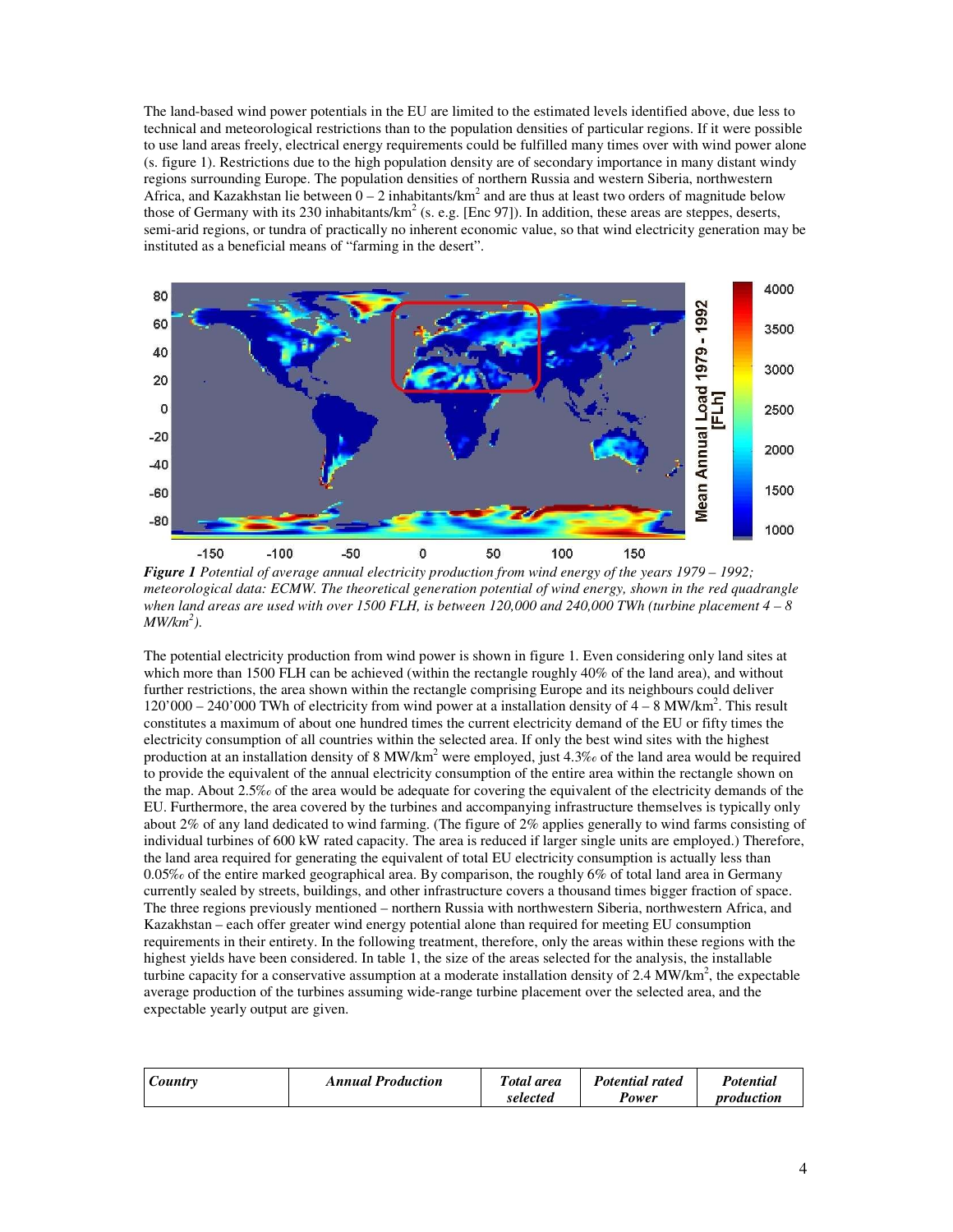The land-based wind power potentials in the EU are limited to the estimated levels identified above, due less to technical and meteorological restrictions than to the population densities of particular regions. If it were possible to use land areas freely, electrical energy requirements could be fulfilled many times over with wind power alone (s. figure 1). Restrictions due to the high population density are of secondary importance in many distant windy regions surrounding Europe. The population densities of northern Russia and western Siberia, northwestern Africa, and Kazakhstan lie between 0 – 2 inhabitants/km$^2$ and are thus at least two orders of magnitude below those of Germany with its 230 inhabitants/km$^2$ (s. e.g. [Enc 97]). In addition, these areas are steppes, deserts, semi-arid regions, or tundra of practically no inherent economic value, so that wind electricity generation may be instituted as a beneficial means of "farming in the desert".

80
60
40
20
0
-20
-40
-60
-80

-150 -100 -50 0 50 100 150

Mean Annual Load 1979 - 1992 [FLh]

4000
3500
3000
2500
2000
1500
1000

***Figure 1*** *Potential of average annual electricity production from wind energy of the years 1979 – 1992; meteorological data: ECMW. The theoretical generation potential of wind energy, shown in the red quadrangle when land areas are used with over 1500 FLH, is between 120,000 and 240,000 TWh (turbine placement 4 – 8 MW/km$^2$).*

The potential electricity production from wind power is shown in figure 1. Even considering only land sites at which more than 1500 FLH can be achieved (within the rectangle roughly 40% of the land area), and without further restrictions, the area shown within the rectangle comprising Europe and its neighbours could deliver 120'000 – 240'000 TWh of electricity from wind power at a installation density of 4 – 8 MW/km$^2$. This result constitutes a maximum of about one hundred times the current electricity demand of the EU or fifty times the electricity consumption of all countries within the selected area. If only the best wind sites with the highest production at an installation density of 8 MW/km$^2$ were employed, just 4.3‰ of the land area would be required to provide the equivalent of the annual electricity consumption of the entire area within the rectangle shown on the map. About 2.5‰ of the area would be adequate for covering the equivalent of the electricity demands of the EU. Furthermore, the area covered by the turbines and accompanying infrastructure themselves is typically only about 2% of any land dedicated to wind farming. (The figure of 2% applies generally to wind farms consisting of individual turbines of 600 kW rated capacity. The area is reduced if larger single units are employed.) Therefore, the land area required for generating the equivalent of total EU electricity consumption is actually less than 0.05‰ of the entire marked geographical area. By comparison, the roughly 6% of total land area in Germany currently sealed by streets, buildings, and other infrastructure covers a thousand times bigger fraction of space. The three regions previously mentioned – northern Russia with northwestern Siberia, northwestern Africa, and Kazakhstan – each offer greater wind energy potential alone than required for meeting EU consumption requirements in their entirety. In the following treatment, therefore, only the areas within these regions with the highest yields have been considered. In table 1, the size of the areas selected for the analysis, the installable turbine capacity for a conservative assumption at a moderate installation density of 2.4 MW/km$^2$, the expectable average production of the turbines assuming wide-range turbine placement over the selected area, and the expectable yearly output are given.

| *Country* | *Annual Production* | *Total area selected* | *Potential rated Power* | *Potential production* |
|---|---|---|---|---|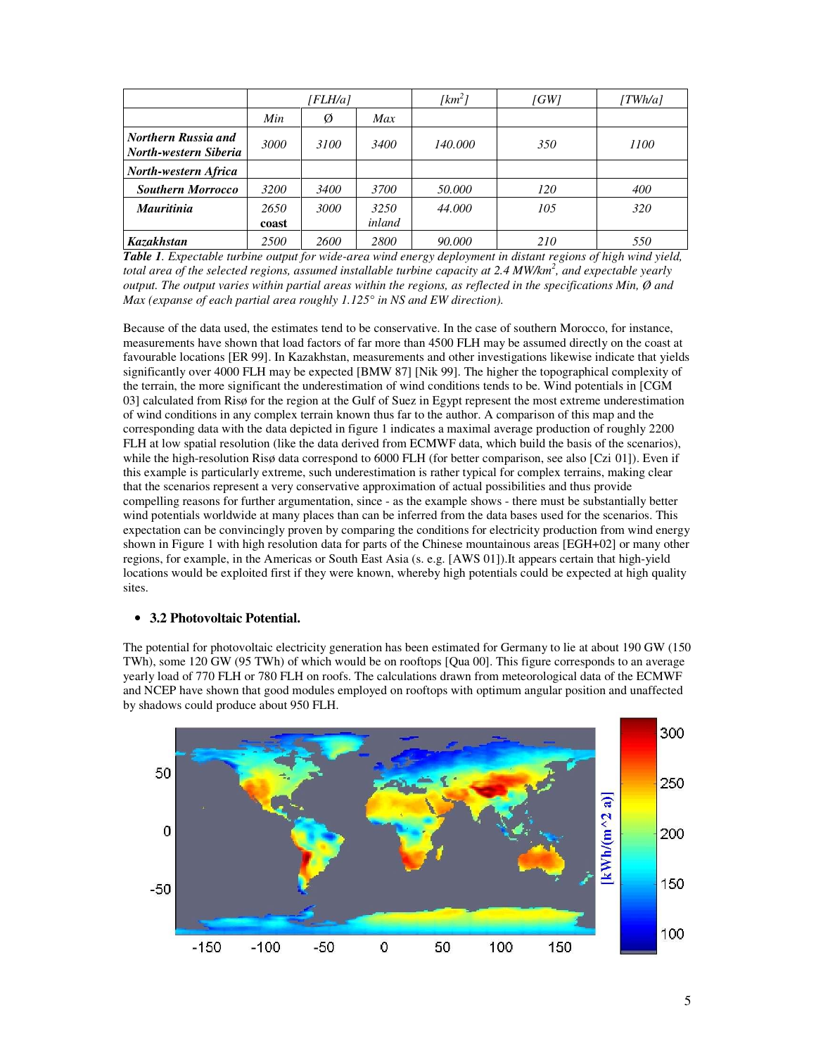| | [FLH/a] | | | [km²] | [GW] | [TWh/a] |
|---|---|---|---|---|---|---|
| | Min | Ø | Max | | | |
| ***Northern Russia and North-western Siberia*** | *3000* | *3100* | *3400* | *140.000* | *350* | *1100* |
| ***North-western Africa*** | | | | | | |
| ***Southern Morrocco*** | *3200* | *3400* | *3700* | *50.000* | *120* | *400* |
| ***Mauritinia*** | *2650* **coast** | *3000* | *3250 inland* | *44.000* | *105* | *320* |
| ***Kazakhstan*** | *2500* | *2600* | *2800* | *90.000* | *210* | *550* |

***Table 1****. Expectable turbine output for wide-area wind energy deployment in distant regions of high wind yield, total area of the selected regions, assumed installable turbine capacity at 2.4 MW/km², and expectable yearly output. The output varies within partial areas within the regions, as reflected in the specifications Min, Ø and Max (expanse of each partial area roughly 1.125° in NS and EW direction).*

Because of the data used, the estimates tend to be conservative. In the case of southern Morocco, for instance, measurements have shown that load factors of far more than 4500 FLH may be assumed directly on the coast at favourable locations [ER 99]. In Kazakhstan, measurements and other investigations likewise indicate that yields significantly over 4000 FLH may be expected [BMW 87] [Nik 99]. The higher the topographical complexity of the terrain, the more significant the underestimation of wind conditions tends to be. Wind potentials in [CGM 03] calculated from Risø for the region at the Gulf of Suez in Egypt represent the most extreme underestimation of wind conditions in any complex terrain known thus far to the author. A comparison of this map and the corresponding data with the data depicted in figure 1 indicates a maximal average production of roughly 2200 FLH at low spatial resolution (like the data derived from ECMWF data, which build the basis of the scenarios), while the high-resolution Risø data correspond to 6000 FLH (for better comparison, see also [Czi 01]). Even if this example is particularly extreme, such underestimation is rather typical for complex terrains, making clear that the scenarios represent a very conservative approximation of actual possibilities and thus provide compelling reasons for further argumentation, since - as the example shows - there must be substantially better wind potentials worldwide at many places than can be inferred from the data bases used for the scenarios. This expectation can be convincingly proven by comparing the conditions for electricity production from wind energy shown in Figure 1 with high resolution data for parts of the Chinese mountainous areas [EGH+02] or many other regions, for example, in the Americas or South East Asia (s. e.g. [AWS 01]).It appears certain that high-yield locations would be exploited first if they were known, whereby high potentials could be expected at high quality sites.

- **3.2 Photovoltaic Potential.**

The potential for photovoltaic electricity generation has been estimated for Germany to lie at about 190 GW (150 TWh), some 120 GW (95 TWh) of which would be on rooftops [Qua 00]. This figure corresponds to an average yearly load of 770 FLH or 780 FLH on roofs. The calculations drawn from meteorological data of the ECMWF and NCEP have shown that good modules employed on rooftops with optimum angular position and unaffected by shadows could produce about 950 FLH.

50
0
-50
-150
-100
-50
0
50
100
150
[kWh/(m^2 a)]
300
250
200
150
100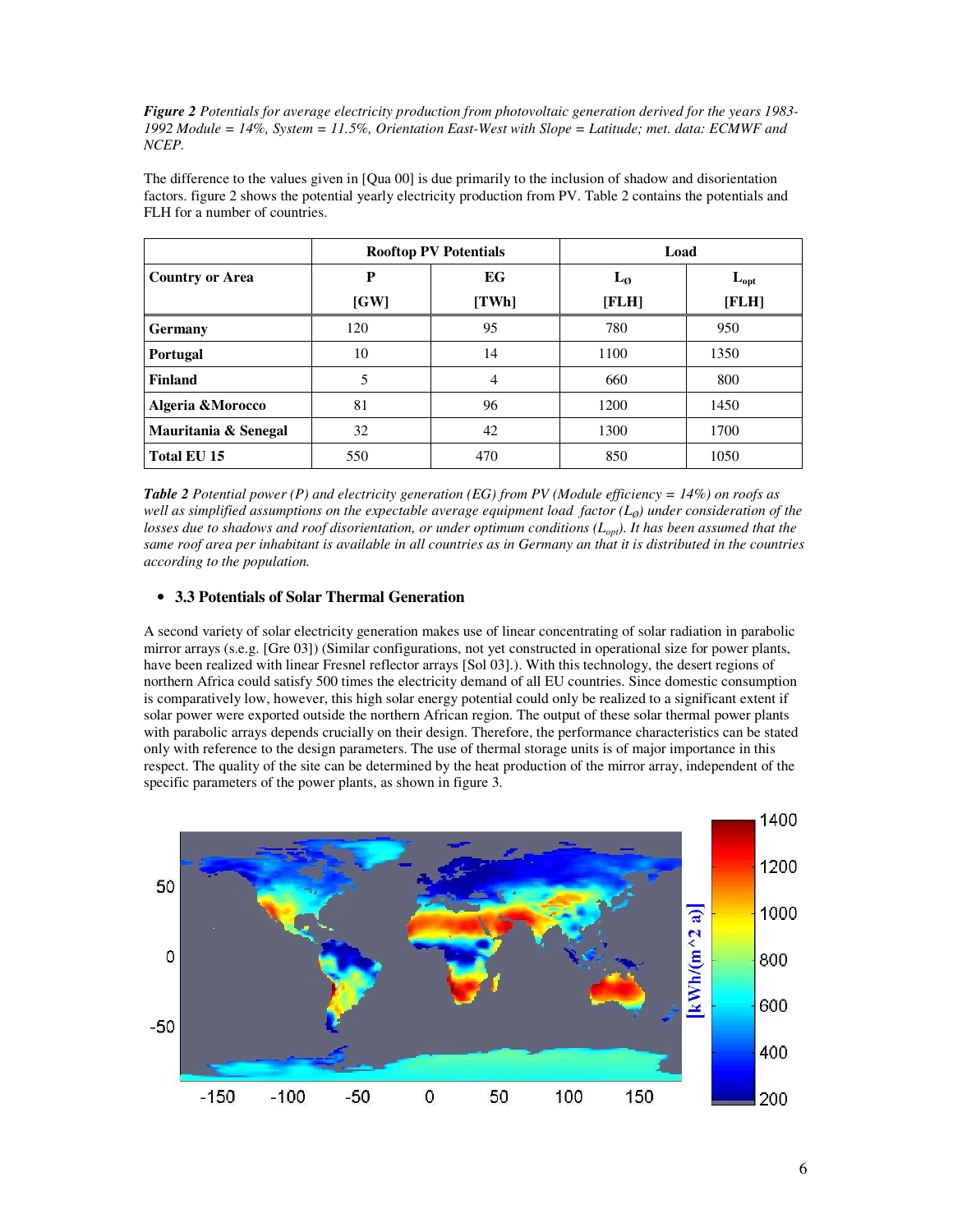***Figure 2*** *Potentials for average electricity production from photovoltaic generation derived for the years 1983-1992 Module = 14%, System = 11.5%, Orientation East-West with Slope = Latitude; met. data: ECMWF and NCEP.*

The difference to the values given in [Qua 00] is due primarily to the inclusion of shadow and disorientation factors. figure 2 shows the potential yearly electricity production from PV. Table 2 contains the potentials and FLH for a number of countries.

| | Rooftop PV Potentials | | Load | |
|---|---|---|---|---|
| **Country or Area** | **P [GW]** | **EG [TWh]** | **$L_Ø$ [FLH]** | **$L_{opt}$ [FLH]** |
| **Germany** | 120 | 95 | 780 | 950 |
| **Portugal** | 10 | 14 | 1100 | 1350 |
| **Finland** | 5 | 4 | 660 | 800 |
| **Algeria &Morocco** | 81 | 96 | 1200 | 1450 |
| **Mauritania & Senegal** | 32 | 42 | 1300 | 1700 |
| **Total EU 15** | 550 | 470 | 850 | 1050 |

***Table 2*** *Potential power (P) and electricity generation (EG) from PV (Module efficiency = 14%) on roofs as well as simplified assumptions on the expectable average equipment load factor ($L_Ø$) under consideration of the losses due to shadows and roof disorientation, or under optimum conditions ($L_{opt}$). It has been assumed that the same roof area per inhabitant is available in all countries as in Germany an that it is distributed in the countries according to the population.*

- **3.3 Potentials of Solar Thermal Generation**

A second variety of solar electricity generation makes use of linear concentrating of solar radiation in parabolic mirror arrays (s.e.g. [Gre 03]) (Similar configurations, not yet constructed in operational size for power plants, have been realized with linear Fresnel reflector arrays [Sol 03].). With this technology, the desert regions of northern Africa could satisfy 500 times the electricity demand of all EU countries. Since domestic consumption is comparatively low, however, this high solar energy potential could only be realized to a significant extent if solar power were exported outside the northern African region. The output of these solar thermal power plants with parabolic arrays depends crucially on their design. Therefore, the performance characteristics can be stated only with reference to the design parameters. The use of thermal storage units is of major importance in this respect. The quality of the site can be determined by the heat production of the mirror array, independent of the specific parameters of the power plants, as shown in figure 3.

50
0
-50
-150
-100
-50
0
50
100
150
[kWh/(m^2 a)]
1400
1200
1000
800
600
400
200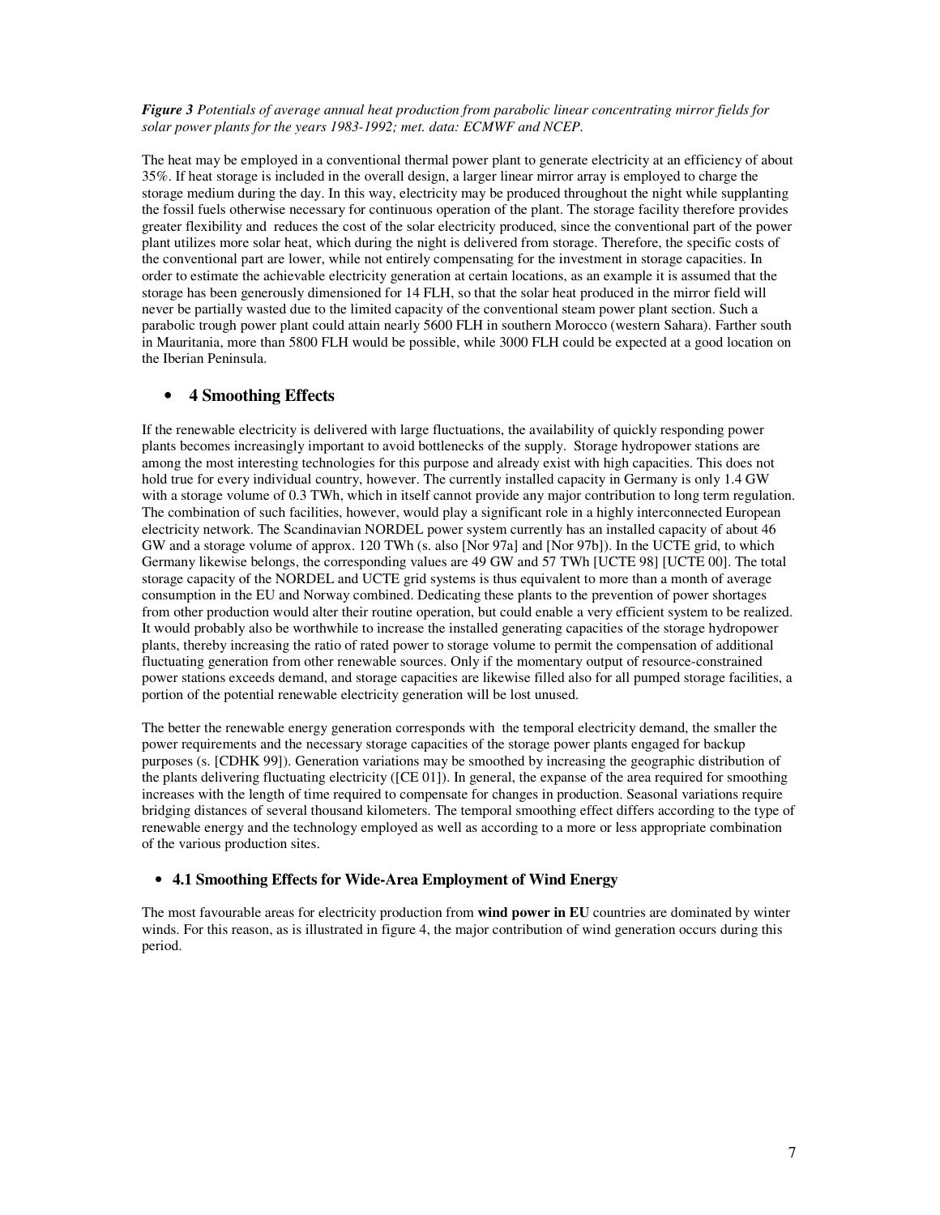***Figure 3*** *Potentials of average annual heat production from parabolic linear concentrating mirror fields for solar power plants for the years 1983-1992; met. data: ECMWF and NCEP.*

The heat may be employed in a conventional thermal power plant to generate electricity at an efficiency of about 35%. If heat storage is included in the overall design, a larger linear mirror array is employed to charge the storage medium during the day. In this way, electricity may be produced throughout the night while supplanting the fossil fuels otherwise necessary for continuous operation of the plant. The storage facility therefore provides greater flexibility and reduces the cost of the solar electricity produced, since the conventional part of the power plant utilizes more solar heat, which during the night is delivered from storage. Therefore, the specific costs of the conventional part are lower, while not entirely compensating for the investment in storage capacities. In order to estimate the achievable electricity generation at certain locations, as an example it is assumed that the storage has been generously dimensioned for 14 FLH, so that the solar heat produced in the mirror field will never be partially wasted due to the limited capacity of the conventional steam power plant section. Such a parabolic trough power plant could attain nearly 5600 FLH in southern Morocco (western Sahara). Farther south in Mauritania, more than 5800 FLH would be possible, while 3000 FLH could be expected at a good location on the Iberian Peninsula.

## 4 Smoothing Effects

If the renewable electricity is delivered with large fluctuations, the availability of quickly responding power plants becomes increasingly important to avoid bottlenecks of the supply. Storage hydropower stations are among the most interesting technologies for this purpose and already exist with high capacities. This does not hold true for every individual country, however. The currently installed capacity in Germany is only 1.4 GW with a storage volume of 0.3 TWh, which in itself cannot provide any major contribution to long term regulation. The combination of such facilities, however, would play a significant role in a highly interconnected European electricity network. The Scandinavian NORDEL power system currently has an installed capacity of about 46 GW and a storage volume of approx. 120 TWh (s. also [Nor 97a] and [Nor 97b]). In the UCTE grid, to which Germany likewise belongs, the corresponding values are 49 GW and 57 TWh [UCTE 98] [UCTE 00]. The total storage capacity of the NORDEL and UCTE grid systems is thus equivalent to more than a month of average consumption in the EU and Norway combined. Dedicating these plants to the prevention of power shortages from other production would alter their routine operation, but could enable a very efficient system to be realized. It would probably also be worthwhile to increase the installed generating capacities of the storage hydropower plants, thereby increasing the ratio of rated power to storage volume to permit the compensation of additional fluctuating generation from other renewable sources. Only if the momentary output of resource-constrained power stations exceeds demand, and storage capacities are likewise filled also for all pumped storage facilities, a portion of the potential renewable electricity generation will be lost unused.

The better the renewable energy generation corresponds with the temporal electricity demand, the smaller the power requirements and the necessary storage capacities of the storage power plants engaged for backup purposes (s. [CDHK 99]). Generation variations may be smoothed by increasing the geographic distribution of the plants delivering fluctuating electricity ([CE 01]). In general, the expanse of the area required for smoothing increases with the length of time required to compensate for changes in production. Seasonal variations require bridging distances of several thousand kilometers. The temporal smoothing effect differs according to the type of renewable energy and the technology employed as well as according to a more or less appropriate combination of the various production sites.

### 4.1 Smoothing Effects for Wide-Area Employment of Wind Energy

The most favourable areas for electricity production from **wind power in EU** countries are dominated by winter winds. For this reason, as is illustrated in figure 4, the major contribution of wind generation occurs during this period.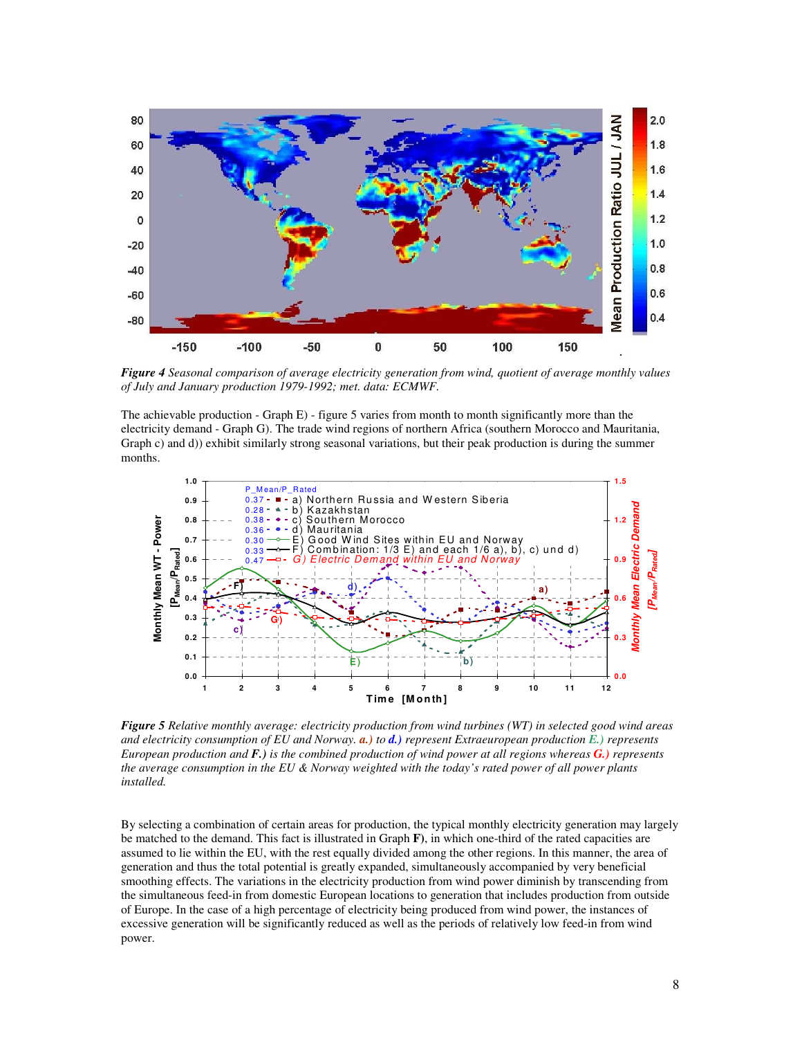80
60
40
20
0
-20
-40
-60
-80

-150 -100 -50 0 50 100 150

Mean Production Ratio JUL / JAN

2.0
1.8
1.6
1.4
1.2
1.0
0.8
0.6
0.4

***Figure 4*** *Seasonal comparison of average electricity generation from wind, quotient of average monthly values of July and January production 1979-1992; met. data: ECMWF.*

The achievable production - Graph E) - figure 5 varies from month to month significantly more than the electricity demand - Graph G). The trade wind regions of northern Africa (southern Morocco and Mauritania, Graph c) and d)) exhibit similarly strong seasonal variations, but their peak production is during the summer months.

P_Mean/P_Rated
0.37 a) Northern Russia and Western Siberia
0.28 b) Kazakhstan
0.38 c) Southern Morocco
0.36 d) Mauritania
0.30 E) Good Wind Sites within EU and Norway
0.33 F) Combination: 1/3 E) and each 1/6 a), b), c) und d)
0.47 G) Electric Demand within EU and Norway

Monthly Mean WT - Power $[P_{Mean}/P_{Rated}]$

Monthly Mean Electric Demand $[P_{Mean}/P_{Rated}]$

Time [Month]

1.0
0.9
0.8
0.7
0.6
0.5
0.4
0.3
0.2
0.1
0.0

1.5
1.2
0.9
0.6
0.3
0.0

1 2 3 4 5 6 7 8 9 10 11 12

***Figure 5*** *Relative monthly average: electricity production from wind turbines (WT) in selected good wind areas and electricity consumption of EU and Norway.* ***a.)*** *to* ***d.)*** *represent Extraeuropean production* ***E.)*** *represents European production and* ***F.)*** *is the combined production of wind power at all regions whereas* ***G.)*** *represents the average consumption in the EU & Norway weighted with the today's rated power of all power plants installed.*

By selecting a combination of certain areas for production, the typical monthly electricity generation may largely be matched to the demand. This fact is illustrated in Graph **F)**, in which one-third of the rated capacities are assumed to lie within the EU, with the rest equally divided among the other regions. In this manner, the area of generation and thus the total potential is greatly expanded, simultaneously accompanied by very beneficial smoothing effects. The variations in the electricity production from wind power diminish by transcending from the simultaneous feed-in from domestic European locations to generation that includes production from outside of Europe. In the case of a high percentage of electricity being produced from wind power, the instances of excessive generation will be significantly reduced as well as the periods of relatively low feed-in from wind power.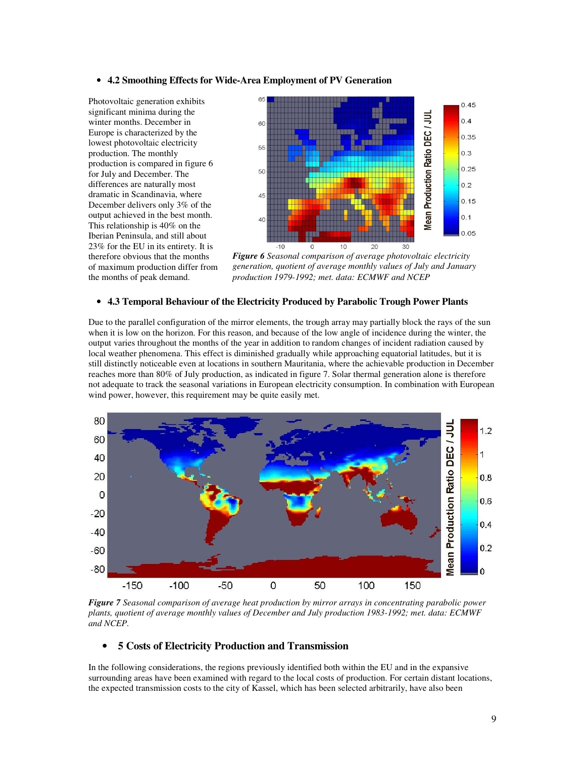## 4.2 Smoothing Effects for Wide-Area Employment of PV Generation

Photovoltaic generation exhibits significant minima during the winter months. December in Europe is characterized by the lowest photovoltaic electricity production. The monthly production is compared in figure 6 for July and December. The differences are naturally most dramatic in Scandinavia, where December delivers only 3% of the output achieved in the best month. This relationship is 40% on the Iberian Peninsula, and still about 23% for the EU in its entirety. It is therefore obvious that the months of maximum production differ from the months of peak demand.

65
60
55
50
45
40
-10
0
10
20
30
Mean Production Ratio DEC / JUL
0.45
0.4
0.35
0.3
0.25
0.2
0.15
0.1
0.05

***Figure 6*** *Seasonal comparison of average photovoltaic electricity generation, quotient of average monthly values of July and January production 1979-1992; met. data: ECMWF and NCEP*

## 4.3 Temporal Behaviour of the Electricity Produced by Parabolic Trough Power Plants

Due to the parallel configuration of the mirror elements, the trough array may partially block the rays of the sun when it is low on the horizon. For this reason, and because of the low angle of incidence during the winter, the output varies throughout the months of the year in addition to random changes of incident radiation caused by local weather phenomena. This effect is diminished gradually while approaching equatorial latitudes, but it is still distinctly noticeable even at locations in southern Mauritania, where the achievable production in December reaches more than 80% of July production, as indicated in figure 7. Solar thermal generation alone is therefore not adequate to track the seasonal variations in European electricity consumption. In combination with European wind power, however, this requirement may be quite easily met.

80
60
40
20
0
-20
-40
-60
-80
-150
-100
-50
0
50
100
150
Mean Production Ratio DEC / JUL
1.2
1
0.8
0.6
0.4
0.2
0

***Figure 7*** *Seasonal comparison of average heat production by mirror arrays in concentrating parabolic power plants, quotient of average monthly values of December and July production 1983-1992; met. data: ECMWF and NCEP.*

# 5 Costs of Electricity Production and Transmission

In the following considerations, the regions previously identified both within the EU and in the expansive surrounding areas have been examined with regard to the local costs of production. For certain distant locations, the expected transmission costs to the city of Kassel, which has been selected arbitrarily, have also been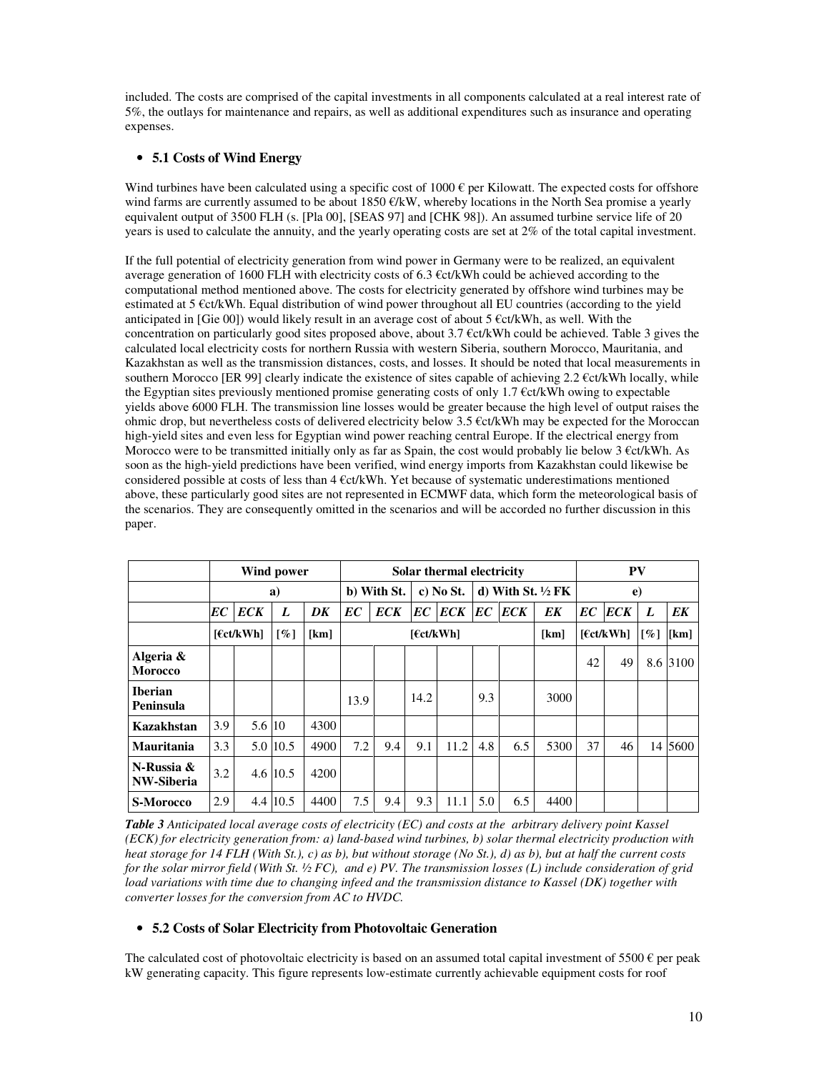included. The costs are comprised of the capital investments in all components calculated at a real interest rate of 5%, the outlays for maintenance and repairs, as well as additional expenditures such as insurance and operating expenses.

- **5.1 Costs of Wind Energy**

Wind turbines have been calculated using a specific cost of 1000 € per Kilowatt. The expected costs for offshore wind farms are currently assumed to be about 1850 €/kW, whereby locations in the North Sea promise a yearly equivalent output of 3500 FLH (s. [Pla 00], [SEAS 97] and [CHK 98]). An assumed turbine service life of 20 years is used to calculate the annuity, and the yearly operating costs are set at 2% of the total capital investment.

If the full potential of electricity generation from wind power in Germany were to be realized, an equivalent average generation of 1600 FLH with electricity costs of 6.3 €ct/kWh could be achieved according to the computational method mentioned above. The costs for electricity generated by offshore wind turbines may be estimated at 5 €ct/kWh. Equal distribution of wind power throughout all EU countries (according to the yield anticipated in [Gie 00]) would likely result in an average cost of about 5 €ct/kWh, as well. With the concentration on particularly good sites proposed above, about 3.7 €ct/kWh could be achieved. Table 3 gives the calculated local electricity costs for northern Russia with western Siberia, southern Morocco, Mauritania, and Kazakhstan as well as the transmission distances, costs, and losses. It should be noted that local measurements in southern Morocco [ER 99] clearly indicate the existence of sites capable of achieving 2.2 €ct/kWh locally, while the Egyptian sites previously mentioned promise generating costs of only 1.7 €ct/kWh owing to expectable yields above 6000 FLH. The transmission line losses would be greater because the high level of output raises the ohmic drop, but nevertheless costs of delivered electricity below 3.5 €ct/kWh may be expected for the Moroccan high-yield sites and even less for Egyptian wind power reaching central Europe. If the electrical energy from Morocco were to be transmitted initially only as far as Spain, the cost would probably lie below 3 €ct/kWh. As soon as the high-yield predictions have been verified, wind energy imports from Kazakhstan could likewise be considered possible at costs of less than 4 €ct/kWh. Yet because of systematic underestimations mentioned above, these particularly good sites are not represented in ECMWF data, which form the meteorological basis of the scenarios. They are consequently omitted in the scenarios and will be accorded no further discussion in this paper.

| | Wind power | | | | Solar thermal electricity | | | | | | | PV | | | |
|---|---|---|---|---|---|---|---|---|---|---|---|---|---|---|---|
| | a) | | | | b) With St. | | c) No St. | | d) With St. ½ FK | | | e) | | | |
| | *EC* | *ECK* | *L* | *DK* | *EC* | *ECK* | *EC* | *ECK* | *EC* | *ECK* | *EK* | *EC* | *ECK* | *L* | *EK* |
| | [€ct/kWh] | | [%] | [km] | [€ct/kWh] | | | | | | [km] | [€ct/kWh] | | [%] | [km] |
| **Algeria & Morocco** | | | | | | | | | | | | 42 | 49 | 8.6 | 3100 |
| **Iberian Peninsula** | | | | | 13.9 | | 14.2 | | 9.3 | | 3000 | | | | |
| **Kazakhstan** | 3.9 | 5.6 | 10 | 4300 | | | | | | | | | | | |
| **Mauritania** | 3.3 | 5.0 | 10.5 | 4900 | 7.2 | 9.4 | 9.1 | 11.2 | 4.8 | 6.5 | 5300 | 37 | 46 | 14 | 5600 |
| **N-Russia & NW-Siberia** | 3.2 | 4.6 | 10.5 | 4200 | | | | | | | | | | | |
| **S-Morocco** | 2.9 | 4.4 | 10.5 | 4400 | 7.5 | 9.4 | 9.3 | 11.1 | 5.0 | 6.5 | 4400 | | | | |

***Table 3*** *Anticipated local average costs of electricity (EC) and costs at the arbitrary delivery point Kassel (ECK) for electricity generation from: a) land-based wind turbines, b) solar thermal electricity production with heat storage for 14 FLH (With St.), c) as b), but without storage (No St.), d) as b), but at half the current costs for the solar mirror field (With St. ½ FC), and e) PV. The transmission losses (L) include consideration of grid load variations with time due to changing infeed and the transmission distance to Kassel (DK) together with converter losses for the conversion from AC to HVDC.*

- **5.2 Costs of Solar Electricity from Photovoltaic Generation**

The calculated cost of photovoltaic electricity is based on an assumed total capital investment of 5500 € per peak kW generating capacity. This figure represents low-estimate currently achievable equipment costs for roof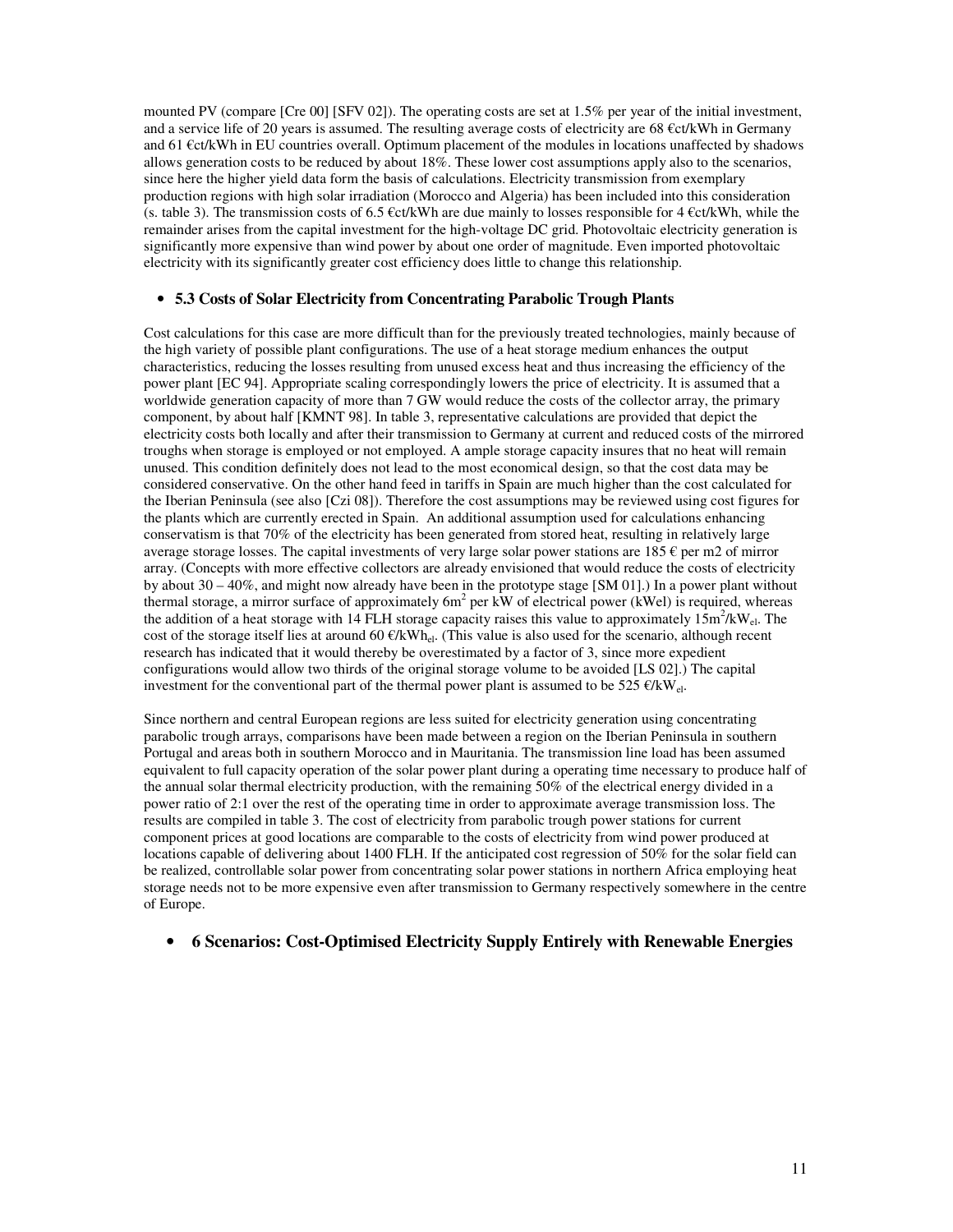mounted PV (compare [Cre 00] [SFV 02]). The operating costs are set at 1.5% per year of the initial investment, and a service life of 20 years is assumed. The resulting average costs of electricity are 68 €ct/kWh in Germany and 61 €ct/kWh in EU countries overall. Optimum placement of the modules in locations unaffected by shadows allows generation costs to be reduced by about 18%. These lower cost assumptions apply also to the scenarios, since here the higher yield data form the basis of calculations. Electricity transmission from exemplary production regions with high solar irradiation (Morocco and Algeria) has been included into this consideration (s. table 3). The transmission costs of 6.5 €ct/kWh are due mainly to losses responsible for 4 €ct/kWh, while the remainder arises from the capital investment for the high-voltage DC grid. Photovoltaic electricity generation is significantly more expensive than wind power by about one order of magnitude. Even imported photovoltaic electricity with its significantly greater cost efficiency does little to change this relationship.

- **5.3 Costs of Solar Electricity from Concentrating Parabolic Trough Plants**

Cost calculations for this case are more difficult than for the previously treated technologies, mainly because of the high variety of possible plant configurations. The use of a heat storage medium enhances the output characteristics, reducing the losses resulting from unused excess heat and thus increasing the efficiency of the power plant [EC 94]. Appropriate scaling correspondingly lowers the price of electricity. It is assumed that a worldwide generation capacity of more than 7 GW would reduce the costs of the collector array, the primary component, by about half [KMNT 98]. In table 3, representative calculations are provided that depict the electricity costs both locally and after their transmission to Germany at current and reduced costs of the mirrored troughs when storage is employed or not employed. A ample storage capacity insures that no heat will remain unused. This condition definitely does not lead to the most economical design, so that the cost data may be considered conservative. On the other hand feed in tariffs in Spain are much higher than the cost calculated for the Iberian Peninsula (see also [Czi 08]). Therefore the cost assumptions may be reviewed using cost figures for the plants which are currently erected in Spain. An additional assumption used for calculations enhancing conservatism is that 70% of the electricity has been generated from stored heat, resulting in relatively large average storage losses. The capital investments of very large solar power stations are 185 € per m2 of mirror array. (Concepts with more effective collectors are already envisioned that would reduce the costs of electricity by about 30 – 40%, and might now already have been in the prototype stage [SM 01].) In a power plant without thermal storage, a mirror surface of approximately $6m^2$ per kW of electrical power (kWel) is required, whereas the addition of a heat storage with 14 FLH storage capacity raises this value to approximately $15m^2/kW_{el}$. The cost of the storage itself lies at around 60 €/$kWh_{el}$. (This value is also used for the scenario, although recent research has indicated that it would thereby be overestimated by a factor of 3, since more expedient configurations would allow two thirds of the original storage volume to be avoided [LS 02].) The capital investment for the conventional part of the thermal power plant is assumed to be 525 €/$kW_{el}$.

Since northern and central European regions are less suited for electricity generation using concentrating parabolic trough arrays, comparisons have been made between a region on the Iberian Peninsula in southern Portugal and areas both in southern Morocco and in Mauritania. The transmission line load has been assumed equivalent to full capacity operation of the solar power plant during a operating time necessary to produce half of the annual solar thermal electricity production, with the remaining 50% of the electrical energy divided in a power ratio of 2:1 over the rest of the operating time in order to approximate average transmission loss. The results are compiled in table 3. The cost of electricity from parabolic trough power stations for current component prices at good locations are comparable to the costs of electricity from wind power produced at locations capable of delivering about 1400 FLH. If the anticipated cost regression of 50% for the solar field can be realized, controllable solar power from concentrating solar power stations in northern Africa employing heat storage needs not to be more expensive even after transmission to Germany respectively somewhere in the centre of Europe.

- **6 Scenarios: Cost-Optimised Electricity Supply Entirely with Renewable Energies**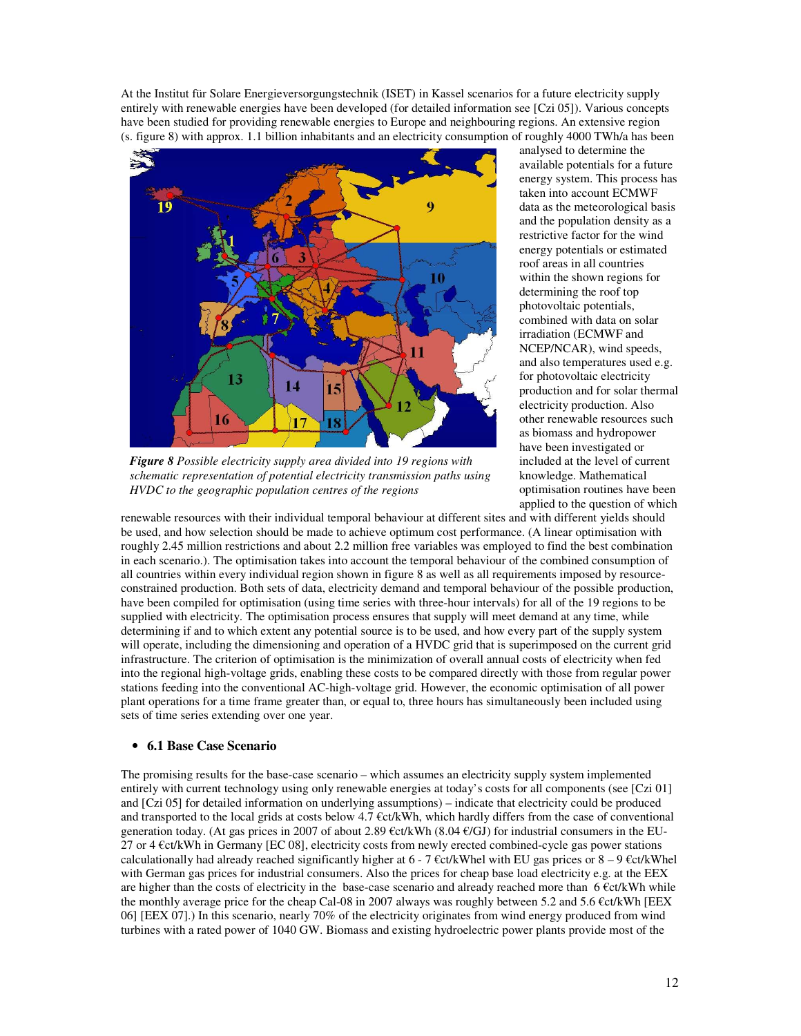At the Institut für Solare Energieversorgungstechnik (ISET) in Kassel scenarios for a future electricity supply entirely with renewable energies have been developed (for detailed information see [Czi 05]). Various concepts have been studied for providing renewable energies to Europe and neighbouring regions. An extensive region (s. figure 8) with approx. 1.1 billion inhabitants and an electricity consumption of roughly 4000 TWh/a has been analysed to determine the available potentials for a future energy system. This process has taken into account ECMWF data as the meteorological basis and the population density as a restrictive factor for the wind energy potentials or estimated roof areas in all countries within the shown regions for determining the roof top photovoltaic potentials, combined with data on solar irradiation (ECMWF and NCEP/NCAR), wind speeds, and also temperatures used e.g. for photovoltaic electricity production and for solar thermal electricity production. Also other renewable resources such as biomass and hydropower have been investigated or included at the level of current knowledge. Mathematical optimisation routines have been applied to the question of which renewable resources with their individual temporal behaviour at different sites and with different yields should be used, and how selection should be made to achieve optimum cost performance. (A linear optimisation with roughly 2.45 million restrictions and about 2.2 million free variables was employed to find the best combination in each scenario.). The optimisation takes into account the temporal behaviour of the combined consumption of all countries within every individual region shown in figure 8 as well as all requirements imposed by resource-constrained production. Both sets of data, electricity demand and temporal behaviour of the possible production, have been compiled for optimisation (using time series with three-hour intervals) for all of the 19 regions to be supplied with electricity. The optimisation process ensures that supply will meet demand at any time, while determining if and to which extent any potential source is to be used, and how every part of the supply system will operate, including the dimensioning and operation of a HVDC grid that is superimposed on the current grid infrastructure. The criterion of optimisation is the minimization of overall annual costs of electricity when fed into the regional high-voltage grids, enabling these costs to be compared directly with those from regular power stations feeding into the conventional AC-high-voltage grid. However, the economic optimisation of all power plant operations for a time frame greater than, or equal to, three hours has simultaneously been included using sets of time series extending over one year.

*Figure 8 Possible electricity supply area divided into 19 regions with schematic representation of potential electricity transmission paths using HVDC to the geographic population centres of the regions*

- **6.1 Base Case Scenario**

The promising results for the base-case scenario – which assumes an electricity supply system implemented entirely with current technology using only renewable energies at today's costs for all components (see [Czi 01] and [Czi 05] for detailed information on underlying assumptions) – indicate that electricity could be produced and transported to the local grids at costs below 4.7 €ct/kWh, which hardly differs from the case of conventional generation today. (At gas prices in 2007 of about 2.89 €ct/kWh (8.04 €/GJ) for industrial consumers in the EU-27 or 4 €ct/kWh in Germany [EC 08], electricity costs from newly erected combined-cycle gas power stations calculationally had already reached significantly higher at 6 - 7 €ct/kWhel with EU gas prices or 8 – 9 €ct/kWhel with German gas prices for industrial consumers. Also the prices for cheap base load electricity e.g. at the EEX are higher than the costs of electricity in the base-case scenario and already reached more than 6 €ct/kWh while the monthly average price for the cheap Cal-08 in 2007 always was roughly between 5.2 and 5.6 €ct/kWh [EEX 06] [EEX 07].) In this scenario, nearly 70% of the electricity originates from wind energy produced from wind turbines with a rated power of 1040 GW. Biomass and existing hydroelectric power plants provide most of the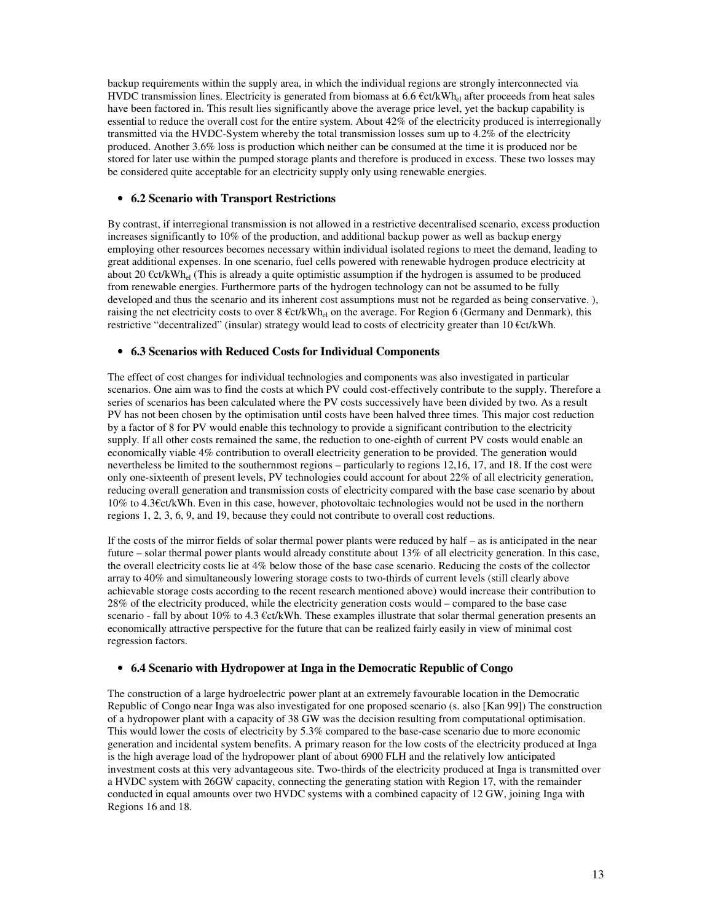backup requirements within the supply area, in which the individual regions are strongly interconnected via HVDC transmission lines. Electricity is generated from biomass at 6.6 €ct/$kWh_{el}$ after proceeds from heat sales have been factored in. This result lies significantly above the average price level, yet the backup capability is essential to reduce the overall cost for the entire system. About 42% of the electricity produced is interregionally transmitted via the HVDC-System whereby the total transmission losses sum up to 4.2% of the electricity produced. Another 3.6% loss is production which neither can be consumed at the time it is produced nor be stored for later use within the pumped storage plants and therefore is produced in excess. These two losses may be considered quite acceptable for an electricity supply only using renewable energies.

- **6.2 Scenario with Transport Restrictions**

By contrast, if interregional transmission is not allowed in a restrictive decentralised scenario, excess production increases significantly to 10% of the production, and additional backup power as well as backup energy employing other resources becomes necessary within individual isolated regions to meet the demand, leading to great additional expenses. In one scenario, fuel cells powered with renewable hydrogen produce electricity at about 20 €ct/$kWh_{el}$ (This is already a quite optimistic assumption if the hydrogen is assumed to be produced from renewable energies. Furthermore parts of the hydrogen technology can not be assumed to be fully developed and thus the scenario and its inherent cost assumptions must not be regarded as being conservative. ), raising the net electricity costs to over 8 €ct/$kWh_{el}$ on the average. For Region 6 (Germany and Denmark), this restrictive "decentralized" (insular) strategy would lead to costs of electricity greater than 10 €ct/kWh.

- **6.3 Scenarios with Reduced Costs for Individual Components**

The effect of cost changes for individual technologies and components was also investigated in particular scenarios. One aim was to find the costs at which PV could cost-effectively contribute to the supply. Therefore a series of scenarios has been calculated where the PV costs successively have been divided by two. As a result PV has not been chosen by the optimisation until costs have been halved three times. This major cost reduction by a factor of 8 for PV would enable this technology to provide a significant contribution to the electricity supply. If all other costs remained the same, the reduction to one-eighth of current PV costs would enable an economically viable 4% contribution to overall electricity generation to be provided. The generation would nevertheless be limited to the southernmost regions – particularly to regions 12,16, 17, and 18. If the cost were only one-sixteenth of present levels, PV technologies could account for about 22% of all electricity generation, reducing overall generation and transmission costs of electricity compared with the base case scenario by about 10% to 4.3€ct/kWh. Even in this case, however, photovoltaic technologies would not be used in the northern regions 1, 2, 3, 6, 9, and 19, because they could not contribute to overall cost reductions.

If the costs of the mirror fields of solar thermal power plants were reduced by half – as is anticipated in the near future – solar thermal power plants would already constitute about 13% of all electricity generation. In this case, the overall electricity costs lie at 4% below those of the base case scenario. Reducing the costs of the collector array to 40% and simultaneously lowering storage costs to two-thirds of current levels (still clearly above achievable storage costs according to the recent research mentioned above) would increase their contribution to 28% of the electricity produced, while the electricity generation costs would – compared to the base case scenario - fall by about 10% to 4.3 €ct/kWh. These examples illustrate that solar thermal generation presents an economically attractive perspective for the future that can be realized fairly easily in view of minimal cost regression factors.

- **6.4 Scenario with Hydropower at Inga in the Democratic Republic of Congo**

The construction of a large hydroelectric power plant at an extremely favourable location in the Democratic Republic of Congo near Inga was also investigated for one proposed scenario (s. also [Kan 99]) The construction of a hydropower plant with a capacity of 38 GW was the decision resulting from computational optimisation. This would lower the costs of electricity by 5.3% compared to the base-case scenario due to more economic generation and incidental system benefits. A primary reason for the low costs of the electricity produced at Inga is the high average load of the hydropower plant of about 6900 FLH and the relatively low anticipated investment costs at this very advantageous site. Two-thirds of the electricity produced at Inga is transmitted over a HVDC system with 26GW capacity, connecting the generating station with Region 17, with the remainder conducted in equal amounts over two HVDC systems with a combined capacity of 12 GW, joining Inga with Regions 16 and 18.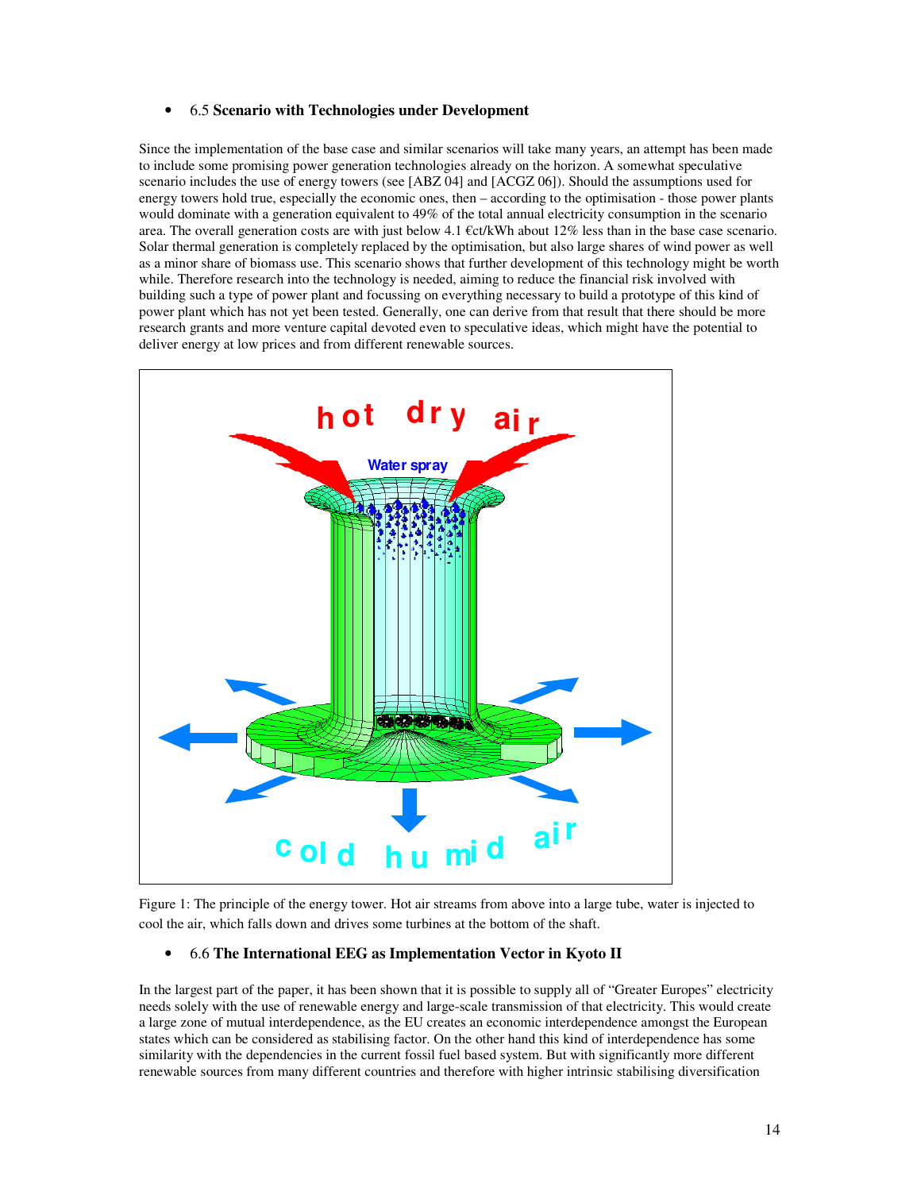- 6.5 **Scenario with Technologies under Development**

Since the implementation of the base case and similar scenarios will take many years, an attempt has been made to include some promising power generation technologies already on the horizon. A somewhat speculative scenario includes the use of energy towers (see [ABZ 04] and [ACGZ 06]). Should the assumptions used for energy towers hold true, especially the economic ones, then – according to the optimisation - those power plants would dominate with a generation equivalent to 49% of the total annual electricity consumption in the scenario area. The overall generation costs are with just below 4.1 €ct/kWh about 12% less than in the base case scenario. Solar thermal generation is completely replaced by the optimisation, but also large shares of wind power as well as a minor share of biomass use. This scenario shows that further development of this technology might be worth while. Therefore research into the technology is needed, aiming to reduce the financial risk involved with building such a type of power plant and focussing on everything necessary to build a prototype of this kind of power plant which has not yet been tested. Generally, one can derive from that result that there should be more research grants and more venture capital devoted even to speculative ideas, which might have the potential to deliver energy at low prices and from different renewable sources.

hot dry air

Water spray

cold humid air

Figure 1: The principle of the energy tower. Hot air streams from above into a large tube, water is injected to cool the air, which falls down and drives some turbines at the bottom of the shaft.

- 6.6 **The International EEG as Implementation Vector in Kyoto II**

In the largest part of the paper, it has been shown that it is possible to supply all of "Greater Europes" electricity needs solely with the use of renewable energy and large-scale transmission of that electricity. This would create a large zone of mutual interdependence, as the EU creates an economic interdependence amongst the European states which can be considered as stabilising factor. On the other hand this kind of interdependence has some similarity with the dependencies in the current fossil fuel based system. But with significantly more different renewable sources from many different countries and therefore with higher intrinsic stabilising diversification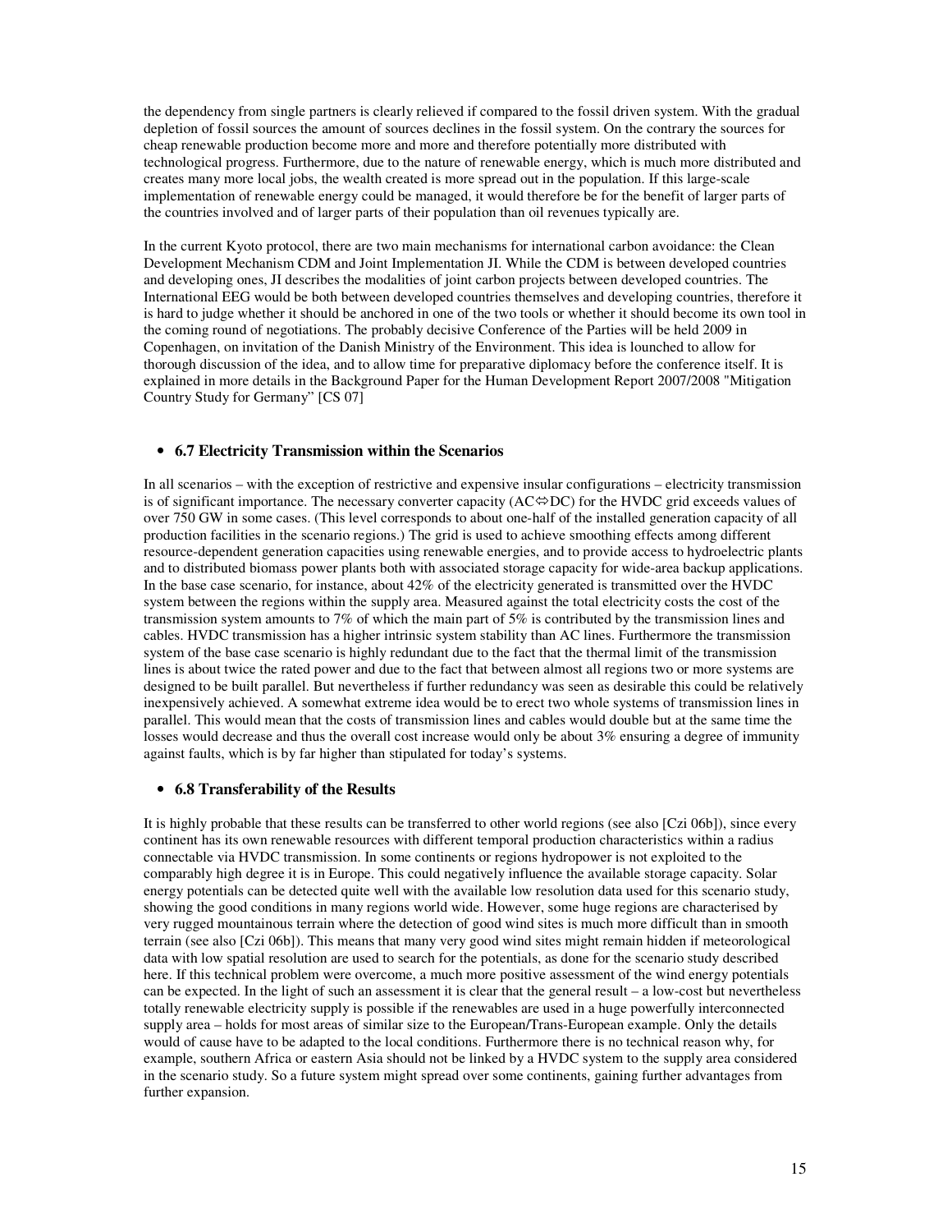the dependency from single partners is clearly relieved if compared to the fossil driven system. With the gradual depletion of fossil sources the amount of sources declines in the fossil system. On the contrary the sources for cheap renewable production become more and more and therefore potentially more distributed with technological progress. Furthermore, due to the nature of renewable energy, which is much more distributed and creates many more local jobs, the wealth created is more spread out in the population. If this large-scale implementation of renewable energy could be managed, it would therefore be for the benefit of larger parts of the countries involved and of larger parts of their population than oil revenues typically are.

In the current Kyoto protocol, there are two main mechanisms for international carbon avoidance: the Clean Development Mechanism CDM and Joint Implementation JI. While the CDM is between developed countries and developing ones, JI describes the modalities of joint carbon projects between developed countries. The International EEG would be both between developed countries themselves and developing countries, therefore it is hard to judge whether it should be anchored in one of the two tools or whether it should become its own tool in the coming round of negotiations. The probably decisive Conference of the Parties will be held 2009 in Copenhagen, on invitation of the Danish Ministry of the Environment. This idea is lounched to allow for thorough discussion of the idea, and to allow time for preparative diplomacy before the conference itself. It is explained in more details in the Background Paper for the Human Development Report 2007/2008 "Mitigation Country Study for Germany" [CS 07]

- **6.7 Electricity Transmission within the Scenarios**

In all scenarios – with the exception of restrictive and expensive insular configurations – electricity transmission is of significant importance. The necessary converter capacity (AC⇔DC) for the HVDC grid exceeds values of over 750 GW in some cases. (This level corresponds to about one-half of the installed generation capacity of all production facilities in the scenario regions.) The grid is used to achieve smoothing effects among different resource-dependent generation capacities using renewable energies, and to provide access to hydroelectric plants and to distributed biomass power plants both with associated storage capacity for wide-area backup applications. In the base case scenario, for instance, about 42% of the electricity generated is transmitted over the HVDC system between the regions within the supply area. Measured against the total electricity costs the cost of the transmission system amounts to 7% of which the main part of 5% is contributed by the transmission lines and cables. HVDC transmission has a higher intrinsic system stability than AC lines. Furthermore the transmission system of the base case scenario is highly redundant due to the fact that the thermal limit of the transmission lines is about twice the rated power and due to the fact that between almost all regions two or more systems are designed to be built parallel. But nevertheless if further redundancy was seen as desirable this could be relatively inexpensively achieved. A somewhat extreme idea would be to erect two whole systems of transmission lines in parallel. This would mean that the costs of transmission lines and cables would double but at the same time the losses would decrease and thus the overall cost increase would only be about 3% ensuring a degree of immunity against faults, which is by far higher than stipulated for today's systems.

- **6.8 Transferability of the Results**

It is highly probable that these results can be transferred to other world regions (see also [Czi 06b]), since every continent has its own renewable resources with different temporal production characteristics within a radius connectable via HVDC transmission. In some continents or regions hydropower is not exploited to the comparably high degree it is in Europe. This could negatively influence the available storage capacity. Solar energy potentials can be detected quite well with the available low resolution data used for this scenario study, showing the good conditions in many regions world wide. However, some huge regions are characterised by very rugged mountainous terrain where the detection of good wind sites is much more difficult than in smooth terrain (see also [Czi 06b]). This means that many very good wind sites might remain hidden if meteorological data with low spatial resolution are used to search for the potentials, as done for the scenario study described here. If this technical problem were overcome, a much more positive assessment of the wind energy potentials can be expected. In the light of such an assessment it is clear that the general result – a low-cost but nevertheless totally renewable electricity supply is possible if the renewables are used in a huge powerfully interconnected supply area – holds for most areas of similar size to the European/Trans-European example. Only the details would of cause have to be adapted to the local conditions. Furthermore there is no technical reason why, for example, southern Africa or eastern Asia should not be linked by a HVDC system to the supply area considered in the scenario study. So a future system might spread over some continents, gaining further advantages from further expansion.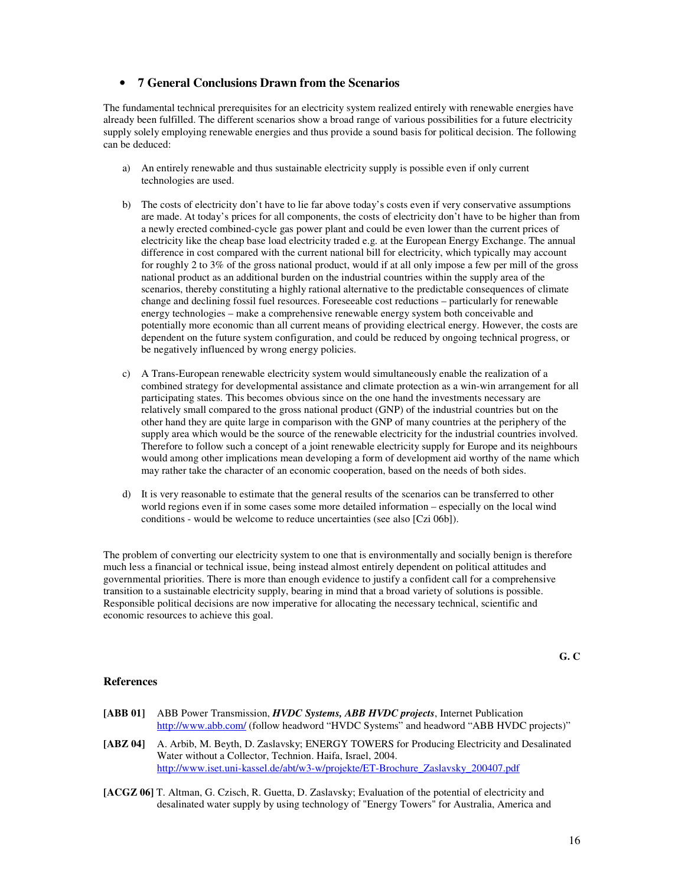- **7 General Conclusions Drawn from the Scenarios**

The fundamental technical prerequisites for an electricity system realized entirely with renewable energies have already been fulfilled. The different scenarios show a broad range of various possibilities for a future electricity supply solely employing renewable energies and thus provide a sound basis for political decision. The following can be deduced:

a) An entirely renewable and thus sustainable electricity supply is possible even if only current technologies are used.

b) The costs of electricity don't have to lie far above today's costs even if very conservative assumptions are made. At today's prices for all components, the costs of electricity don't have to be higher than from a newly erected combined-cycle gas power plant and could be even lower than the current prices of electricity like the cheap base load electricity traded e.g. at the European Energy Exchange. The annual difference in cost compared with the current national bill for electricity, which typically may account for roughly 2 to 3% of the gross national product, would if at all only impose a few per mill of the gross national product as an additional burden on the industrial countries within the supply area of the scenarios, thereby constituting a highly rational alternative to the predictable consequences of climate change and declining fossil fuel resources. Foreseeable cost reductions – particularly for renewable energy technologies – make a comprehensive renewable energy system both conceivable and potentially more economic than all current means of providing electrical energy. However, the costs are dependent on the future system configuration, and could be reduced by ongoing technical progress, or be negatively influenced by wrong energy policies.

c) A Trans-European renewable electricity system would simultaneously enable the realization of a combined strategy for developmental assistance and climate protection as a win-win arrangement for all participating states. This becomes obvious since on the one hand the investments necessary are relatively small compared to the gross national product (GNP) of the industrial countries but on the other hand they are quite large in comparison with the GNP of many countries at the periphery of the supply area which would be the source of the renewable electricity for the industrial countries involved. Therefore to follow such a concept of a joint renewable electricity supply for Europe and its neighbours would among other implications mean developing a form of development aid worthy of the name which may rather take the character of an economic cooperation, based on the needs of both sides.

d) It is very reasonable to estimate that the general results of the scenarios can be transferred to other world regions even if in some cases some more detailed information – especially on the local wind conditions - would be welcome to reduce uncertainties (see also [Czi 06b]).

The problem of converting our electricity system to one that is environmentally and socially benign is therefore much less a financial or technical issue, being instead almost entirely dependent on political attitudes and governmental priorities. There is more than enough evidence to justify a confident call for a comprehensive transition to a sustainable electricity supply, bearing in mind that a broad variety of solutions is possible. Responsible political decisions are now imperative for allocating the necessary technical, scientific and economic resources to achieve this goal.

**G. C**

## References

**[ABB 01]** ABB Power Transmission, ***HVDC Systems, ABB HVDC projects***, Internet Publication http://www.abb.com/ (follow headword "HVDC Systems" and headword "ABB HVDC projects)"

**[ABZ 04]** A. Arbib, M. Beyth, D. Zaslavsky; ENERGY TOWERS for Producing Electricity and Desalinated Water without a Collector, Technion. Haifa, Israel, 2004. http://www.iset.uni-kassel.de/abt/w3-w/projekte/ET-Brochure_Zaslavsky_200407.pdf

**[ACGZ 06]** T. Altman, G. Czisch, R. Guetta, D. Zaslavsky; Evaluation of the potential of electricity and desalinated water supply by using technology of "Energy Towers" for Australia, America and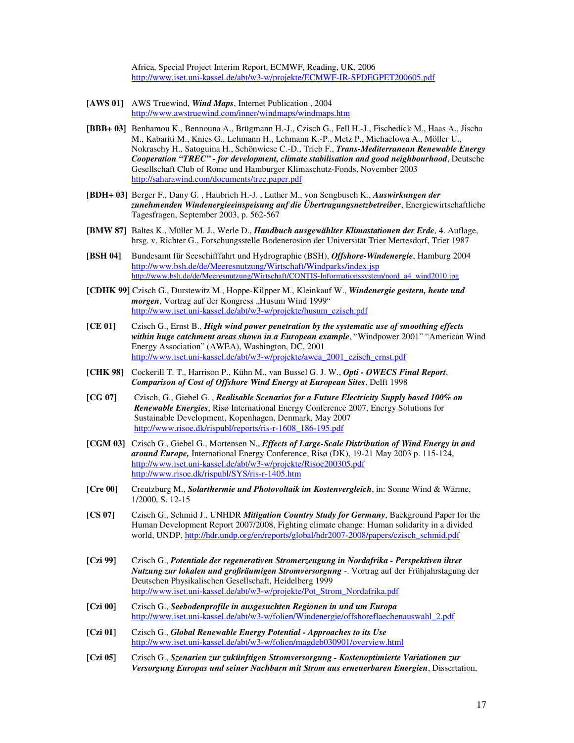Africa, Special Project Interim Report, ECMWF, Reading, UK, 2006
http://www.iset.uni-kassel.de/abt/w3-w/projekte/ECMWF-IR-SPDEGPET200605.pdf

**[AWS 01]** AWS Truewind, ***Wind Maps***, Internet Publication , 2004
http://www.awstruewind.com/inner/windmaps/windmaps.htm

**[BBB+ 03]** Benhamou K., Bennouna A., Brügmann H.-J., Czisch G., Fell H.-J., Fischedick M., Haas A., Jischa M., Kabariti M., Knies G., Lehmann H., Lehmann K.-P., Metz P., Michaelowa A., Möller U., Nokraschy H., Satoguina H., Schönwiese C.-D., Trieb F., ***Trans-Mediterranean Renewable Energy Cooperation "TREC" - for development, climate stabilisation and good neighbourhood***, Deutsche Gesellschaft Club of Rome und Hamburger Klimaschutz-Fonds, November 2003
http://saharawind.com/documents/trec.paper.pdf

**[BDH+ 03]** Berger F., Dany G. , Haubrich H.-J. , Luther M., von Sengbusch K., ***Auswirkungen der zunehmenden Windenergieeinspeisung auf die Übertragungsnetzbetreiber***, Energiewirtschaftliche Tagesfragen, September 2003, p. 562-567

**[BMW 87]** Baltes K., Müller M. J., Werle D., ***Handbuch ausgewählter Klimastationen der Erde***, 4. Auflage, hrsg. v. Richter G., Forschungsstelle Bodenerosion der Universität Trier Mertesdorf, Trier 1987

**[BSH 04]** Bundesamt für Seeschifffahrt und Hydrographie (BSH), ***Offshore-Windenergie***, Hamburg 2004
http://www.bsh.de/de/Meeresnutzung/Wirtschaft/Windparks/index.jsp
http://www.bsh.de/de/Meeresnutzung/Wirtschaft/CONTIS-Informationssystem/nord_a4_wind2010.jpg

**[CDHK 99]** Czisch G., Durstewitz M., Hoppe-Kilpper M., Kleinkauf W., ***Windenergie gestern, heute und morgen***, Vortrag auf der Kongress „Husum Wind 1999"
http://www.iset.uni-kassel.de/abt/w3-w/projekte/husum_czisch.pdf

**[CE 01]** Czisch G., Ernst B., ***High wind power penetration by the systematic use of smoothing effects within huge catchment areas shown in a European example***, "Windpower 2001" "American Wind Energy Association" (AWEA), Washington, DC, 2001
http://www.iset.uni-kassel.de/abt/w3-w/projekte/awea_2001_czisch_ernst.pdf

**[CHK 98]** Cockerill T. T., Harrison P., Kühn M., van Bussel G. J. W., ***Opti - OWECS Final Report***, ***Comparison of Cost of Offshore Wind Energy at European Sites***, Delft 1998

**[CG 07]** Czisch, G., Giebel G. , ***Realisable Scenarios for a Future Electricity Supply based 100% on Renewable Energies***, Risø International Energy Conference 2007, Energy Solutions for Sustainable Development, Kopenhagen, Denmark, May 2007
http://www.risoe.dk/rispubl/reports/ris-r-1608_186-195.pdf

**[CGM 03]** Czisch G., Giebel G., Mortensen N., ***Effects of Large-Scale Distribution of Wind Energy in and around Europe,*** International Energy Conference, Risø (DK), 19-21 May 2003 p. 115-124,
http://www.iset.uni-kassel.de/abt/w3-w/projekte/Risoe200305.pdf
http://www.risoe.dk/rispubl/SYS/ris-r-1405.htm

**[Cre 00]** Creutzburg M., ***Solarthermie und Photovoltaik im Kostenvergleich***, in: Sonne Wind & Wärme, 1/2000, S. 12-15

**[CS 07]** Czisch G., Schmid J., UNHDR ***Mitigation Country Study for Germany***, Background Paper for the Human Development Report 2007/2008, Fighting climate change: Human solidarity in a divided world, UNDP, http://hdr.undp.org/en/reports/global/hdr2007-2008/papers/czisch_schmid.pdf

**[Czi 99]** Czisch G., ***Potentiale der regenerativen Stromerzeugung in Nordafrika - Perspektiven ihrer Nutzung zur lokalen und großräumigen Stromversorgung*** -. Vortrag auf der Frühjahrstagung der Deutschen Physikalischen Gesellschaft, Heidelberg 1999
http://www.iset.uni-kassel.de/abt/w3-w/projekte/Pot_Strom_Nordafrika.pdf

**[Czi 00]** Czisch G., ***Seebodenprofile in ausgesuchten Regionen in und um Europa***
http://www.iset.uni-kassel.de/abt/w3-w/folien/Windenergie/offshoreflaechenauswahl_2.pdf

**[Czi 01]** Czisch G., ***Global Renewable Energy Potential - Approaches to its Use***
http://www.iset.uni-kassel.de/abt/w3-w/folien/magdeb030901/overview.html

**[Czi 05]** Czisch G., ***Szenarien zur zukünftigen Stromversorgung - Kostenoptimierte Variationen zur Versorgung Europas und seiner Nachbarn mit Strom aus erneuerbaren Energien***, Dissertation,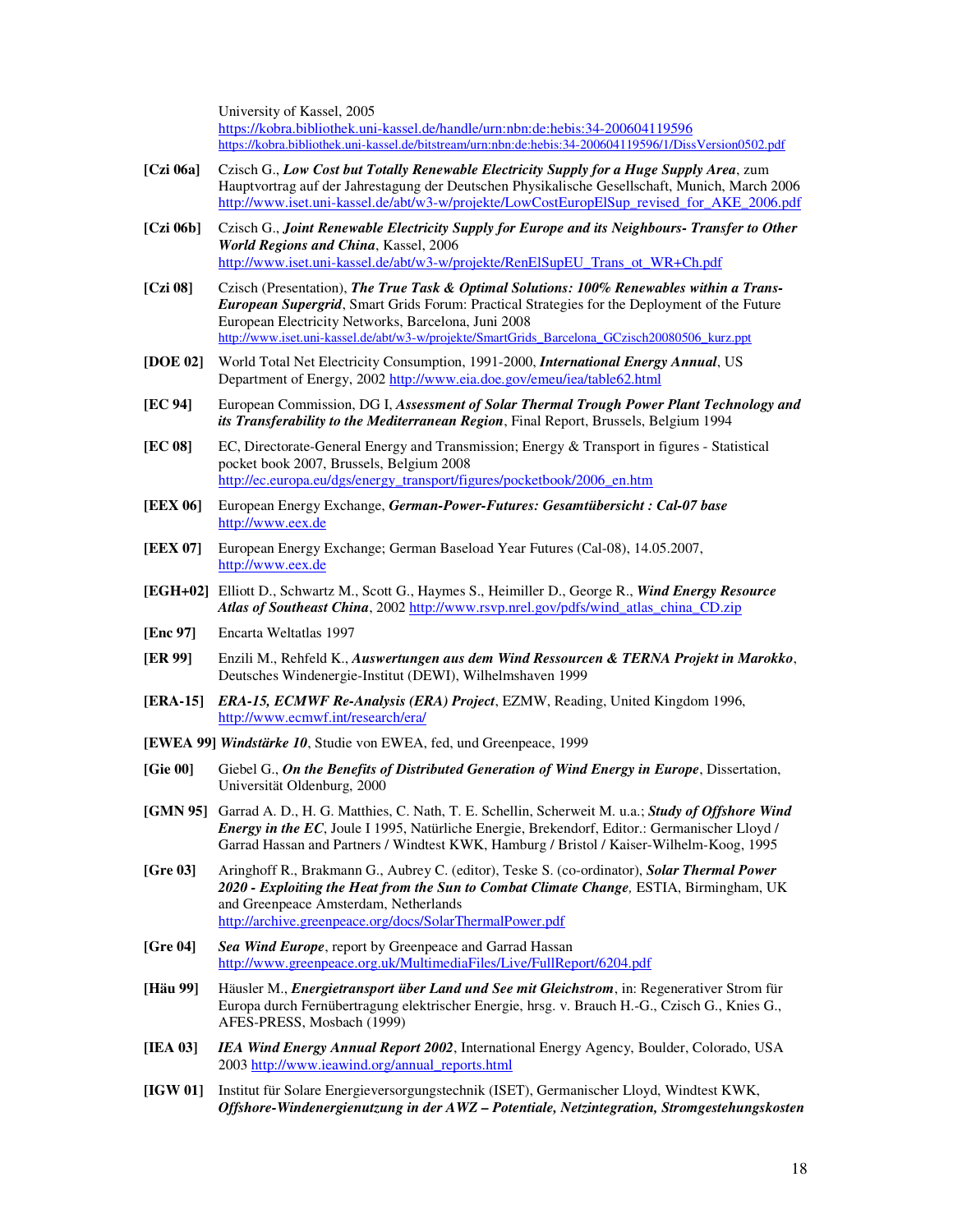University of Kassel, 2005
https://kobra.bibliothek.uni-kassel.de/handle/urn:nbn:de:hebis:34-200604119596
https://kobra.bibliothek.uni-kassel.de/bitstream/urn:nbn:de:hebis:34-200604119596/1/DissVersion0502.pdf

**[Czi 06a]** Czisch G., ***Low Cost but Totally Renewable Electricity Supply for a Huge Supply Area***, zum Hauptvortrag auf der Jahrestagung der Deutschen Physikalische Gesellschaft, Munich, March 2006 http://www.iset.uni-kassel.de/abt/w3-w/projekte/LowCostEuropElSup_revised_for_AKE_2006.pdf

**[Czi 06b]** Czisch G., ***Joint Renewable Electricity Supply for Europe and its Neighbours- Transfer to Other World Regions and China***, Kassel, 2006 http://www.iset.uni-kassel.de/abt/w3-w/projekte/RenElSupEU_Trans_ot_WR+Ch.pdf

**[Czi 08]** Czisch (Presentation), ***The True Task & Optimal Solutions: 100% Renewables within a Trans-European Supergrid***, Smart Grids Forum: Practical Strategies for the Deployment of the Future European Electricity Networks, Barcelona, Juni 2008 http://www.iset.uni-kassel.de/abt/w3-w/projekte/SmartGrids_Barcelona_GCzisch20080506_kurz.ppt

**[DOE 02]** World Total Net Electricity Consumption, 1991-2000, ***International Energy Annual***, US Department of Energy, 2002 http://www.eia.doe.gov/emeu/iea/table62.html

**[EC 94]** European Commission, DG I, ***Assessment of Solar Thermal Trough Power Plant Technology and its Transferability to the Mediterranean Region***, Final Report, Brussels, Belgium 1994

**[EC 08]** EC, Directorate-General Energy and Transmission; Energy & Transport in figures - Statistical pocket book 2007, Brussels, Belgium 2008 http://ec.europa.eu/dgs/energy_transport/figures/pocketbook/2006_en.htm

**[EEX 06]** European Energy Exchange, ***German-Power-Futures: Gesamtübersicht : Cal-07 base*** http://www.eex.de

**[EEX 07]** European Energy Exchange; German Baseload Year Futures (Cal-08), 14.05.2007, http://www.eex.de

**[EGH+02]** Elliott D., Schwartz M., Scott G., Haymes S., Heimiller D., George R., ***Wind Energy Resource Atlas of Southeast China***, 2002 http://www.rsvp.nrel.gov/pdfs/wind_atlas_china_CD.zip

**[Enc 97]** Encarta Weltatlas 1997

**[ER 99]** Enzili M., Rehfeld K., ***Auswertungen aus dem Wind Ressourcen & TERNA Projekt in Marokko***, Deutsches Windenergie-Institut (DEWI), Wilhelmshaven 1999

**[ERA-15]** ***ERA-15, ECMWF Re-Analysis (ERA) Project***, EZMW, Reading, United Kingdom 1996, http://www.ecmwf.int/research/era/

**[EWEA 99]** ***Windstärke 10***, Studie von EWEA, fed, und Greenpeace, 1999

**[Gie 00]** Giebel G., ***On the Benefits of Distributed Generation of Wind Energy in Europe***, Dissertation, Universität Oldenburg, 2000

**[GMN 95]** Garrad A. D., H. G. Matthies, C. Nath, T. E. Schellin, Scherweit M. u.a.; ***Study of Offshore Wind Energy in the EC***, Joule I 1995, Natürliche Energie, Brekendorf, Editor.: Germanischer Lloyd / Garrad Hassan and Partners / Windtest KWK, Hamburg / Bristol / Kaiser-Wilhelm-Koog, 1995

**[Gre 03]** Aringhoff R., Brakmann G., Aubrey C. (editor), Teske S. (co-ordinator), ***Solar Thermal Power 2020 - Exploiting the Heat from the Sun to Combat Climate Change***, ESTIA, Birmingham, UK and Greenpeace Amsterdam, Netherlands http://archive.greenpeace.org/docs/SolarThermalPower.pdf

**[Gre 04]** ***Sea Wind Europe***, report by Greenpeace and Garrad Hassan http://www.greenpeace.org.uk/MultimediaFiles/Live/FullReport/6204.pdf

**[Häu 99]** Häusler M., ***Energietransport über Land und See mit Gleichstrom***, in: Regenerativer Strom für Europa durch Fernübertragung elektrischer Energie, hrsg. v. Brauch H.-G., Czisch G., Knies G., AFES-PRESS, Mosbach (1999)

**[IEA 03]** ***IEA Wind Energy Annual Report 2002***, International Energy Agency, Boulder, Colorado, USA 2003 http://www.ieawind.org/annual_reports.html

**[IGW 01]** Institut für Solare Energieversorgungstechnik (ISET), Germanischer Lloyd, Windtest KWK, ***Offshore-Windenergienutzung in der AWZ – Potentiale, Netzintegration, Stromgestehungskosten***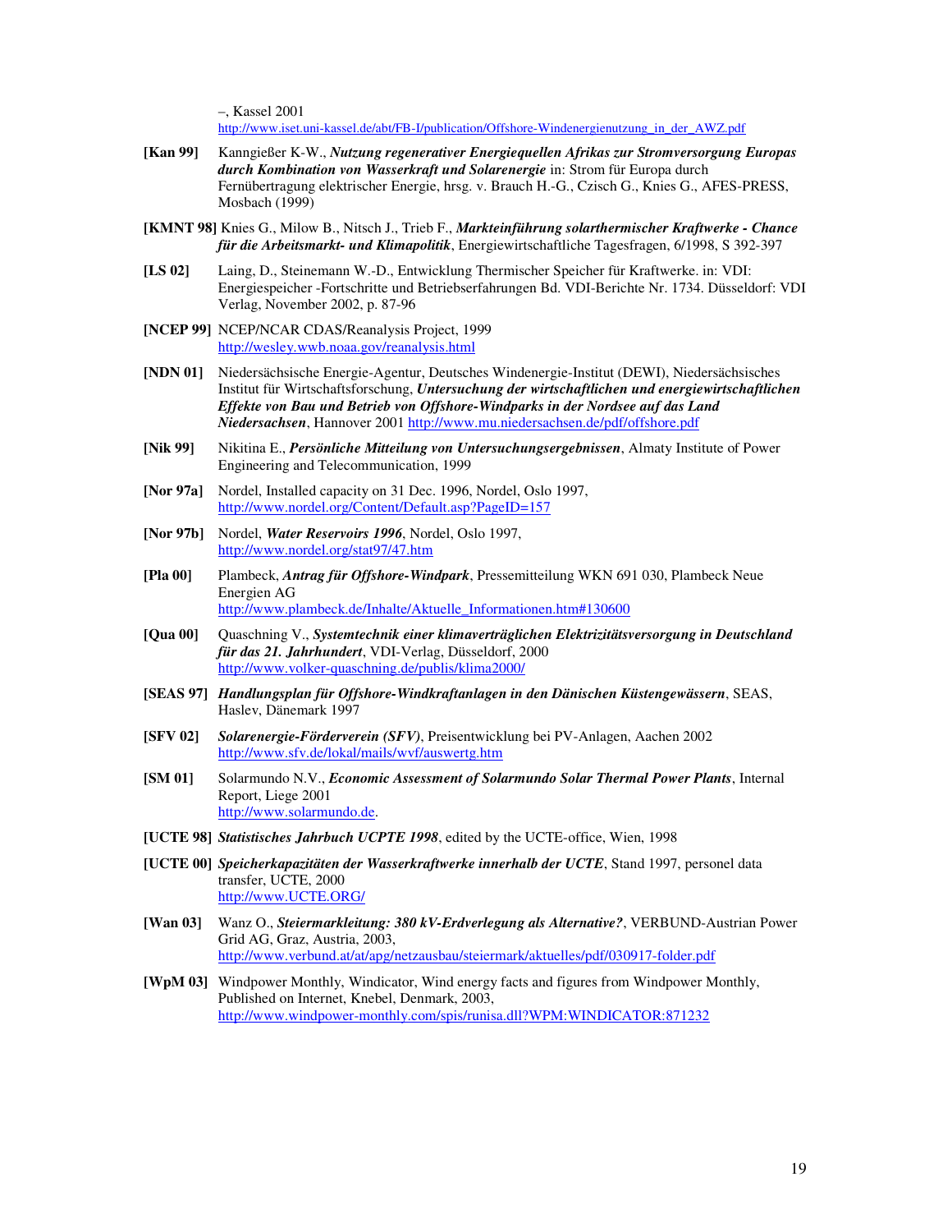–, Kassel 2001
http://www.iset.uni-kassel.de/abt/FB-I/publication/Offshore-Windenergienutzung_in_der_AWZ.pdf

**[Kan 99]** Kanngießer K-W., ***Nutzung regenerativer Energiequellen Afrikas zur Stromversorgung Europas durch Kombination von Wasserkraft und Solarenergie*** in: Strom für Europa durch Fernübertragung elektrischer Energie, hrsg. v. Brauch H.-G., Czisch G., Knies G., AFES-PRESS, Mosbach (1999)

**[KMNT 98]** Knies G., Milow B., Nitsch J., Trieb F., ***Markteinführung solarthermischer Kraftwerke - Chance für die Arbeitsmarkt- und Klimapolitik***, Energiewirtschaftliche Tagesfragen, 6/1998, S 392-397

**[LS 02]** Laing, D., Steinemann W.-D., Entwicklung Thermischer Speicher für Kraftwerke. in: VDI: Energiespeicher -Fortschritte und Betriebserfahrungen Bd. VDI-Berichte Nr. 1734. Düsseldorf: VDI Verlag, November 2002, p. 87-96

**[NCEP 99]** NCEP/NCAR CDAS/Reanalysis Project, 1999
http://wesley.wwb.noaa.gov/reanalysis.html

**[NDN 01]** Niedersächsische Energie-Agentur, Deutsches Windenergie-Institut (DEWI), Niedersächsisches Institut für Wirtschaftsforschung, ***Untersuchung der wirtschaftlichen und energiewirtschaftlichen Effekte von Bau und Betrieb von Offshore-Windparks in der Nordsee auf das Land Niedersachsen***, Hannover 2001 http://www.mu.niedersachsen.de/pdf/offshore.pdf

**[Nik 99]** Nikitina E., ***Persönliche Mitteilung von Untersuchungsergebnissen***, Almaty Institute of Power Engineering and Telecommunication, 1999

**[Nor 97a]** Nordel, Installed capacity on 31 Dec. 1996, Nordel, Oslo 1997,
http://www.nordel.org/Content/Default.asp?PageID=157

**[Nor 97b]** Nordel, ***Water Reservoirs 1996***, Nordel, Oslo 1997,
http://www.nordel.org/stat97/47.htm

**[Pla 00]** Plambeck, ***Antrag für Offshore-Windpark***, Pressemitteilung WKN 691 030, Plambeck Neue Energien AG
http://www.plambeck.de/Inhalte/Aktuelle_Informationen.htm#130600

**[Qua 00]** Quaschning V., ***Systemtechnik einer klimaverträglichen Elektrizitätsversorgung in Deutschland für das 21. Jahrhundert***, VDI-Verlag, Düsseldorf, 2000
http://www.volker-quaschning.de/publis/klima2000/

**[SEAS 97]** ***Handlungsplan für Offshore-Windkraftanlagen in den Dänischen Küstengewässern***, SEAS, Haslev, Dänemark 1997

**[SFV 02]** ***Solarenergie-Förderverein (SFV)***, Preisentwicklung bei PV-Anlagen, Aachen 2002
http://www.sfv.de/lokal/mails/wvf/auswertg.htm

**[SM 01]** Solarmundo N.V., ***Economic Assessment of Solarmundo Solar Thermal Power Plants***, Internal Report, Liege 2001
http://www.solarmundo.de.

**[UCTE 98]** ***Statistisches Jahrbuch UCPTE 1998***, edited by the UCTE-office, Wien, 1998

**[UCTE 00]** ***Speicherkapazitäten der Wasserkraftwerke innerhalb der UCTE***, Stand 1997, personel data transfer, UCTE, 2000
http://www.UCTE.ORG/

**[Wan 03]** Wanz O., ***Steiermarkleitung: 380 kV-Erdverlegung als Alternative?***, VERBUND-Austrian Power Grid AG, Graz, Austria, 2003,
http://www.verbund.at/at/apg/netzausbau/steiermark/aktuelles/pdf/030917-folder.pdf

**[WpM 03]** Windpower Monthly, Windicator, Wind energy facts and figures from Windpower Monthly, Published on Internet, Knebel, Denmark, 2003,
http://www.windpower-monthly.com/spis/runisa.dll?WPM:WINDICATOR:871232